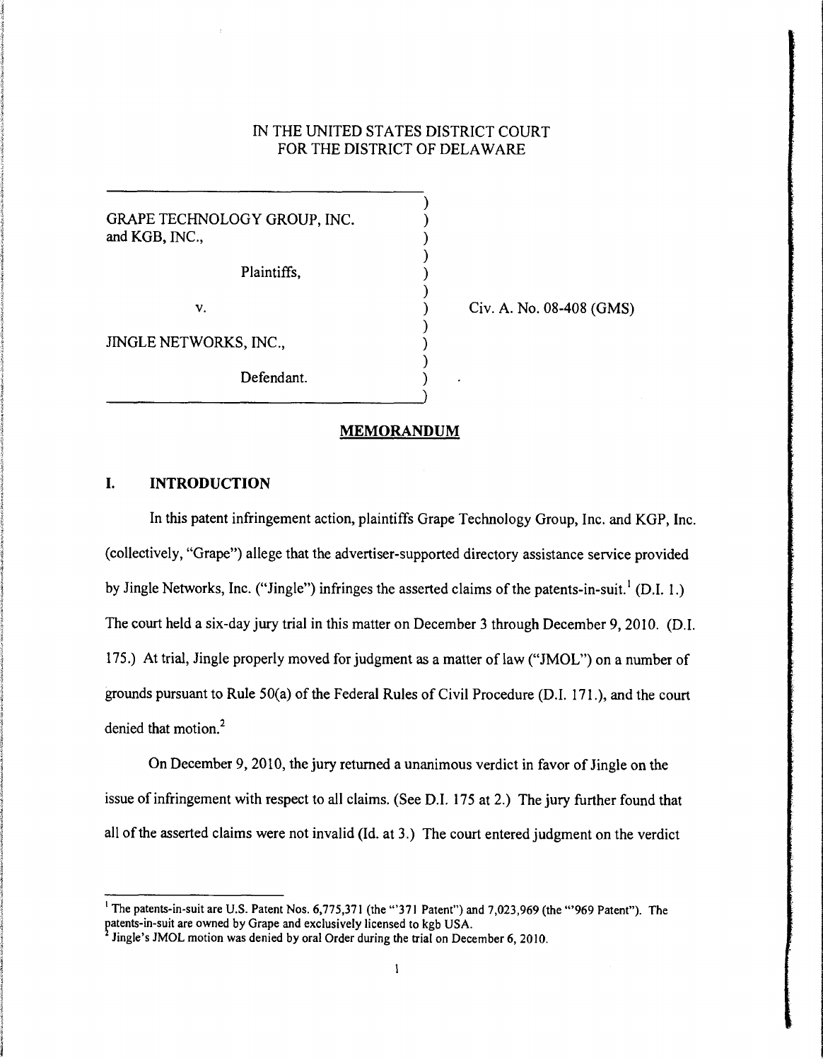IN THE UNITED STATES DISTRICT COURT
FOR THE DISTRICT OF DELAWARE

GRAPE TECHNOLOGY GROUP, INC. and KGB, INC.,

Plaintiffs,

v.

JINGLE NETWORKS, INC.,

Defendant.

Civ. A. No. 08-408 (GMS)

## MEMORANDUM

## I. INTRODUCTION

In this patent infringement action, plaintiffs Grape Technology Group, Inc. and KGP, Inc. (collectively, "Grape") allege that the advertiser-supported directory assistance service provided by Jingle Networks, Inc. ("Jingle") infringes the asserted claims of the patents-in-suit.[1] (D.I. 1.) The court held a six-day jury trial in this matter on December 3 through December 9, 2010. (D.I. 175.) At trial, Jingle properly moved for judgment as a matter of law ("JMOL") on a number of grounds pursuant to Rule 50(a) of the Federal Rules of Civil Procedure (D.I. 171.), and the court denied that motion.[2]

On December 9, 2010, the jury returned a unanimous verdict in favor of Jingle on the issue of infringement with respect to all claims. (See D.I. 175 at 2.) The jury further found that all of the asserted claims were not invalid (Id. at 3.) The court entered judgment on the verdict

---

[1] The patents-in-suit are U.S. Patent Nos. 6,775,371 (the "'371 Patent") and 7,023,969 (the "'969 Patent"). The patents-in-suit are owned by Grape and exclusively licensed to kgb USA.

[2] Jingle's JMOL motion was denied by oral Order during the trial on December 6, 2010.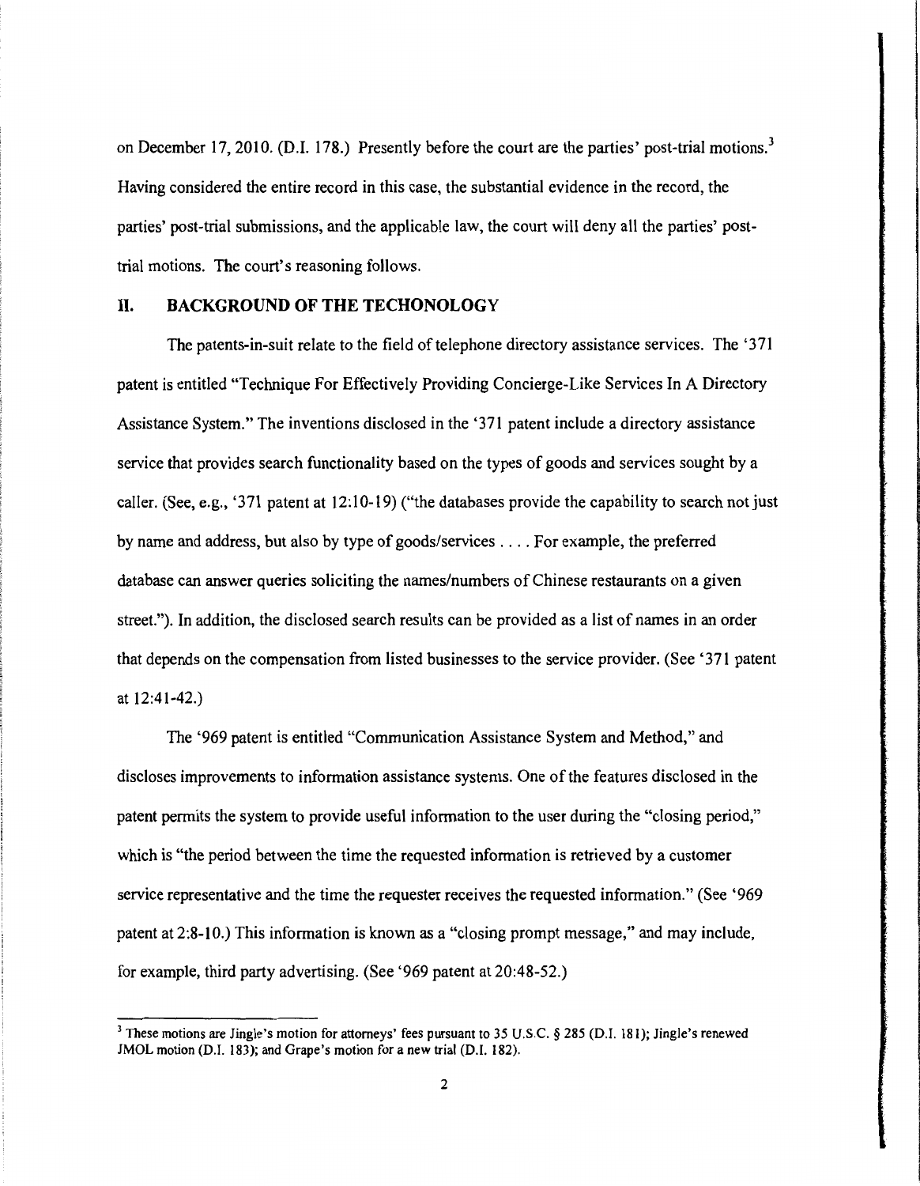on December 17, 2010. (D.I. 178.) Presently before the court are the parties' post-trial motions.[3] Having considered the entire record in this case, the substantial evidence in the record, the parties' post-trial submissions, and the applicable law, the court will deny all the parties' post-trial motions. The court's reasoning follows.

## II. BACKGROUND OF THE TECHONOLOGY

The patents-in-suit relate to the field of telephone directory assistance services. The '371 patent is entitled "Technique For Effectively Providing Concierge-Like Services In A Directory Assistance System." The inventions disclosed in the '371 patent include a directory assistance service that provides search functionality based on the types of goods and services sought by a caller. (See, e.g., '371 patent at 12:10-19) ("the databases provide the capability to search not just by name and address, but also by type of goods/services . . . . For example, the preferred database can answer queries soliciting the names/numbers of Chinese restaurants on a given street."). In addition, the disclosed search results can be provided as a list of names in an order that depends on the compensation from listed businesses to the service provider. (See '371 patent at 12:41-42.)

The '969 patent is entitled "Communication Assistance System and Method," and discloses improvements to information assistance systems. One of the features disclosed in the patent permits the system to provide useful information to the user during the "closing period," which is "the period between the time the requested information is retrieved by a customer service representative and the time the requester receives the requested information." (See '969 patent at 2:8-10.) This information is known as a "closing prompt message," and may include, for example, third party advertising. (See '969 patent at 20:48-52.)

[3] These motions are Jingle's motion for attorneys' fees pursuant to 35 U.S.C. § 285 (D.I. 181); Jingle's renewed JMOL motion (D.I. 183); and Grape's motion for a new trial (D.I. 182).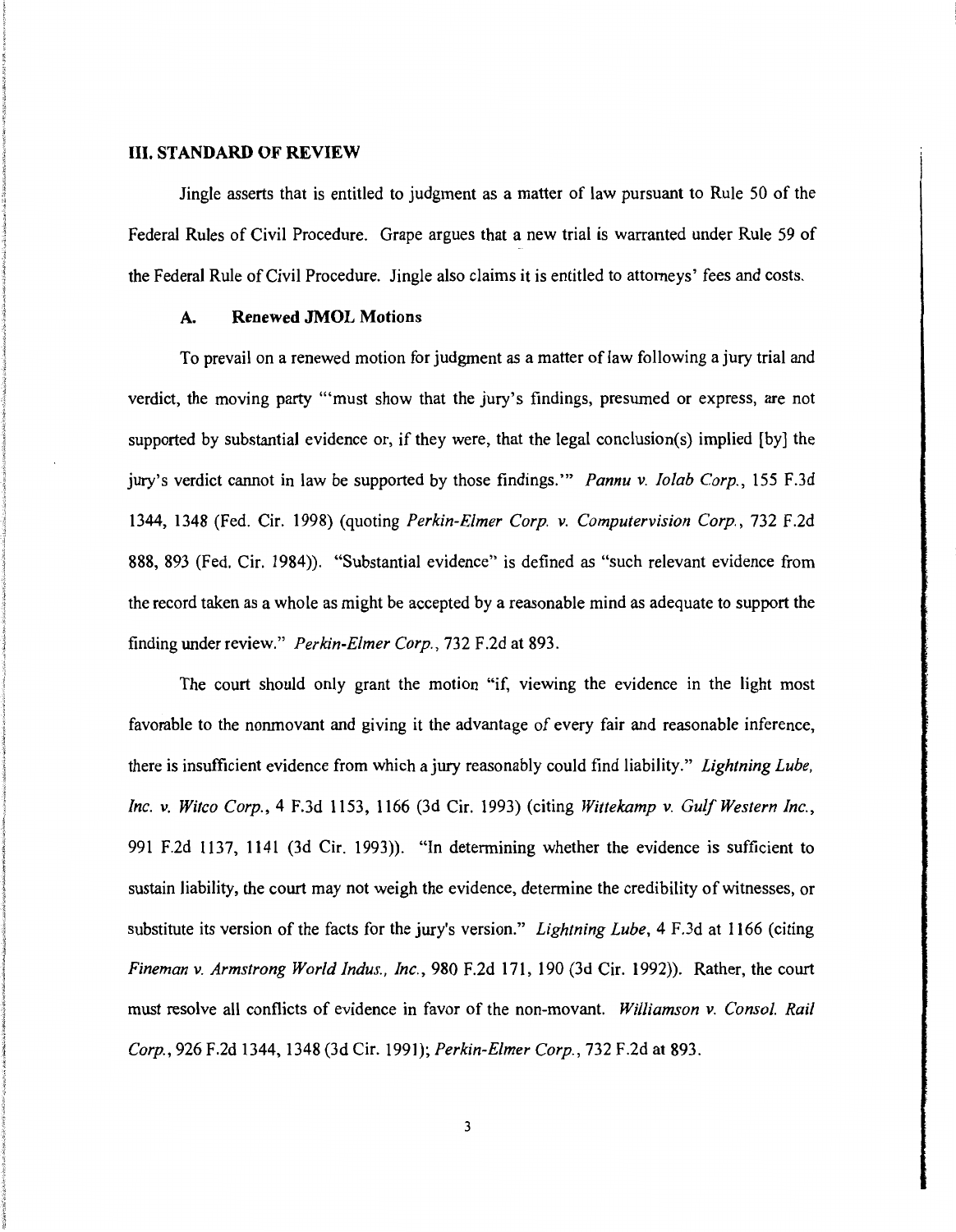## III. STANDARD OF REVIEW

Jingle asserts that is entitled to judgment as a matter of law pursuant to Rule 50 of the Federal Rules of Civil Procedure. Grape argues that a new trial is warranted under Rule 59 of the Federal Rule of Civil Procedure. Jingle also claims it is entitled to attorneys' fees and costs.

### A. Renewed JMOL Motions

To prevail on a renewed motion for judgment as a matter of law following a jury trial and verdict, the moving party "'must show that the jury's findings, presumed or express, are not supported by substantial evidence or, if they were, that the legal conclusion(s) implied [by] the jury's verdict cannot in law be supported by those findings.'" *Pannu v. Iolab Corp.*, 155 F.3d 1344, 1348 (Fed. Cir. 1998) (quoting *Perkin-Elmer Corp. v. Computervision Corp.*, 732 F.2d 888, 893 (Fed. Cir. 1984)). "Substantial evidence" is defined as "such relevant evidence from the record taken as a whole as might be accepted by a reasonable mind as adequate to support the finding under review." *Perkin-Elmer Corp.*, 732 F.2d at 893.

The court should only grant the motion "if, viewing the evidence in the light most favorable to the nonmovant and giving it the advantage of every fair and reasonable inference, there is insufficient evidence from which a jury reasonably could find liability." *Lightning Lube, Inc. v. Witco Corp.*, 4 F.3d 1153, 1166 (3d Cir. 1993) (citing *Wittekamp v. Gulf Western Inc.*, 991 F.2d 1137, 1141 (3d Cir. 1993)). "In determining whether the evidence is sufficient to sustain liability, the court may not weigh the evidence, determine the credibility of witnesses, or substitute its version of the facts for the jury's version." *Lightning Lube*, 4 F.3d at 1166 (citing *Fineman v. Armstrong World Indus., Inc.*, 980 F.2d 171, 190 (3d Cir. 1992)). Rather, the court must resolve all conflicts of evidence in favor of the non-movant. *Williamson v. Consol. Rail Corp.*, 926 F.2d 1344, 1348 (3d Cir. 1991); *Perkin-Elmer Corp.*, 732 F.2d at 893.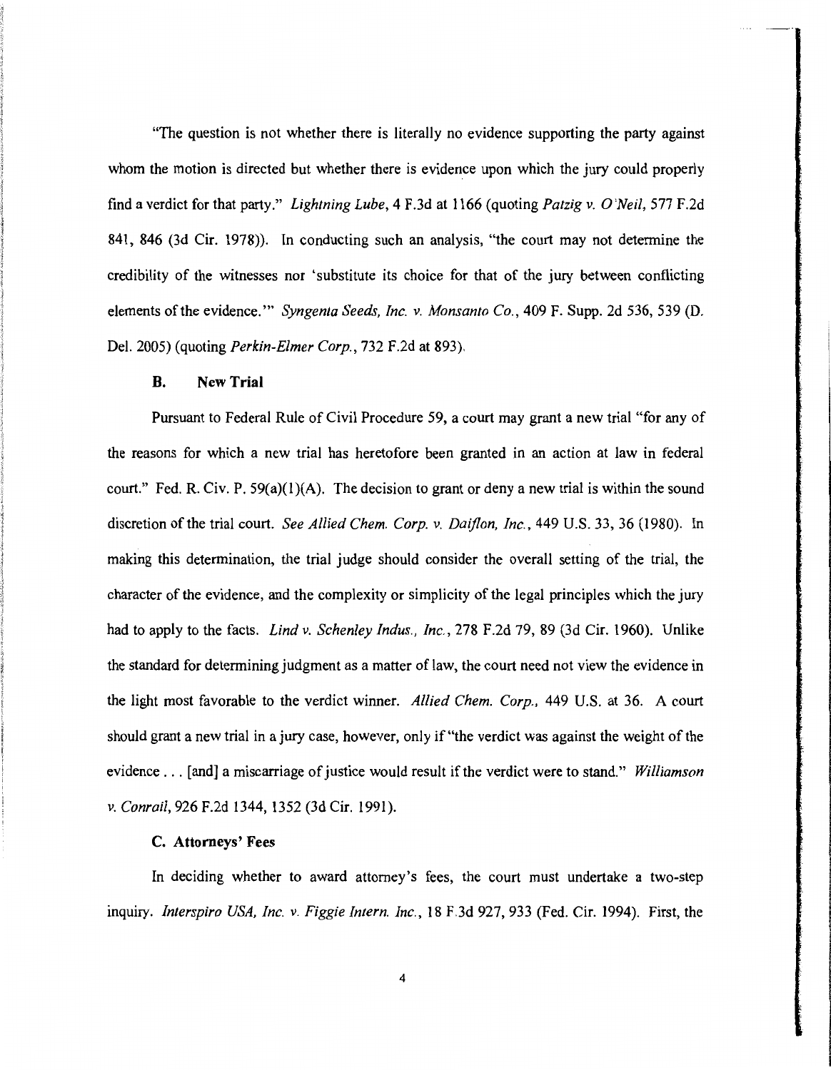"The question is not whether there is literally no evidence supporting the party against whom the motion is directed but whether there is evidence upon which the jury could properly find a verdict for that party." *Lightning Lube*, 4 F.3d at 1166 (quoting *Patzig v. O'Neil*, 577 F.2d 841, 846 (3d Cir. 1978)). In conducting such an analysis, "the court may not determine the credibility of the witnesses nor 'substitute its choice for that of the jury between conflicting elements of the evidence.'" *Syngenta Seeds, Inc. v. Monsanto Co.*, 409 F. Supp. 2d 536, 539 (D. Del. 2005) (quoting *Perkin-Elmer Corp.*, 732 F.2d at 893).

### B. New Trial

Pursuant to Federal Rule of Civil Procedure 59, a court may grant a new trial "for any of the reasons for which a new trial has heretofore been granted in an action at law in federal court." Fed. R. Civ. P. 59(a)(1)(A). The decision to grant or deny a new trial is within the sound discretion of the trial court. *See Allied Chem. Corp. v. Daiflon, Inc.*, 449 U.S. 33, 36 (1980). In making this determination, the trial judge should consider the overall setting of the trial, the character of the evidence, and the complexity or simplicity of the legal principles which the jury had to apply to the facts. *Lind v. Schenley Indus., Inc.*, 278 F.2d 79, 89 (3d Cir. 1960). Unlike the standard for determining judgment as a matter of law, the court need not view the evidence in the light most favorable to the verdict winner. *Allied Chem. Corp.*, 449 U.S. at 36. A court should grant a new trial in a jury case, however, only if "the verdict was against the weight of the evidence . . . [and] a miscarriage of justice would result if the verdict were to stand." *Williamson v. Conrail*, 926 F.2d 1344, 1352 (3d Cir. 1991).

### C. Attorneys' Fees

In deciding whether to award attorney's fees, the court must undertake a two-step inquiry. *Interspiro USA, Inc. v. Figgie Intern. Inc.*, 18 F.3d 927, 933 (Fed. Cir. 1994). First, the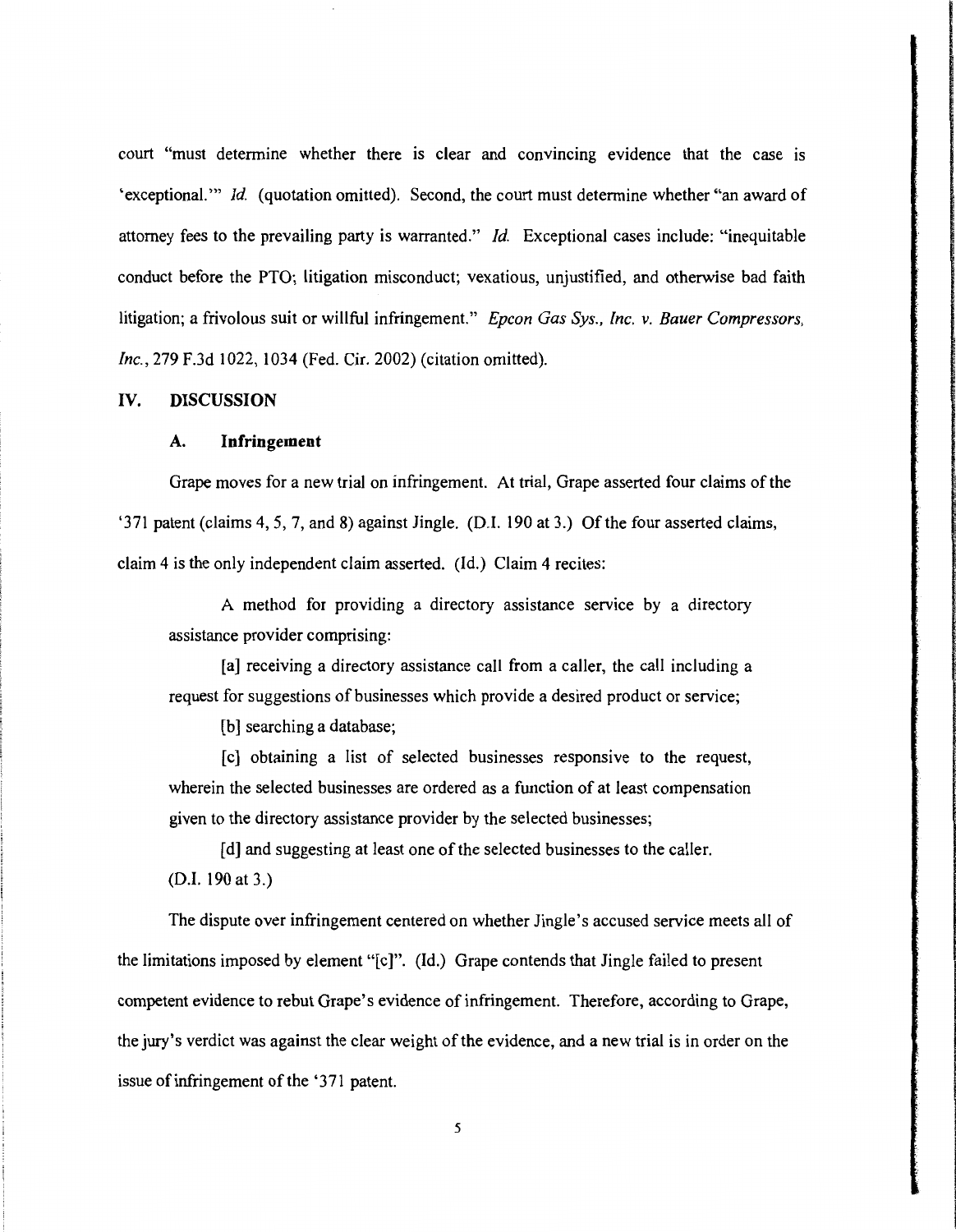court "must determine whether there is clear and convincing evidence that the case is 'exceptional.'" *Id.* (quotation omitted). Second, the court must determine whether "an award of attorney fees to the prevailing party is warranted." *Id.* Exceptional cases include: "inequitable conduct before the PTO; litigation misconduct; vexatious, unjustified, and otherwise bad faith litigation; a frivolous suit or willful infringement." *Epcon Gas Sys., Inc. v. Bauer Compressors, Inc.*, 279 F.3d 1022, 1034 (Fed. Cir. 2002) (citation omitted).

## IV. DISCUSSION

### A. Infringement

Grape moves for a new trial on infringement. At trial, Grape asserted four claims of the '371 patent (claims 4, 5, 7, and 8) against Jingle. (D.I. 190 at 3.) Of the four asserted claims, claim 4 is the only independent claim asserted. (Id.) Claim 4 recites:

> A method for providing a directory assistance service by a directory assistance provider comprising:
>
> [a] receiving a directory assistance call from a caller, the call including a request for suggestions of businesses which provide a desired product or service;
>
> [b] searching a database;
>
> [c] obtaining a list of selected businesses responsive to the request, wherein the selected businesses are ordered as a function of at least compensation given to the directory assistance provider by the selected businesses;
>
> [d] and suggesting at least one of the selected businesses to the caller.

(D.I. 190 at 3.)

The dispute over infringement centered on whether Jingle's accused service meets all of the limitations imposed by element "[c]". (Id.) Grape contends that Jingle failed to present competent evidence to rebut Grape's evidence of infringement. Therefore, according to Grape, the jury's verdict was against the clear weight of the evidence, and a new trial is in order on the issue of infringement of the '371 patent.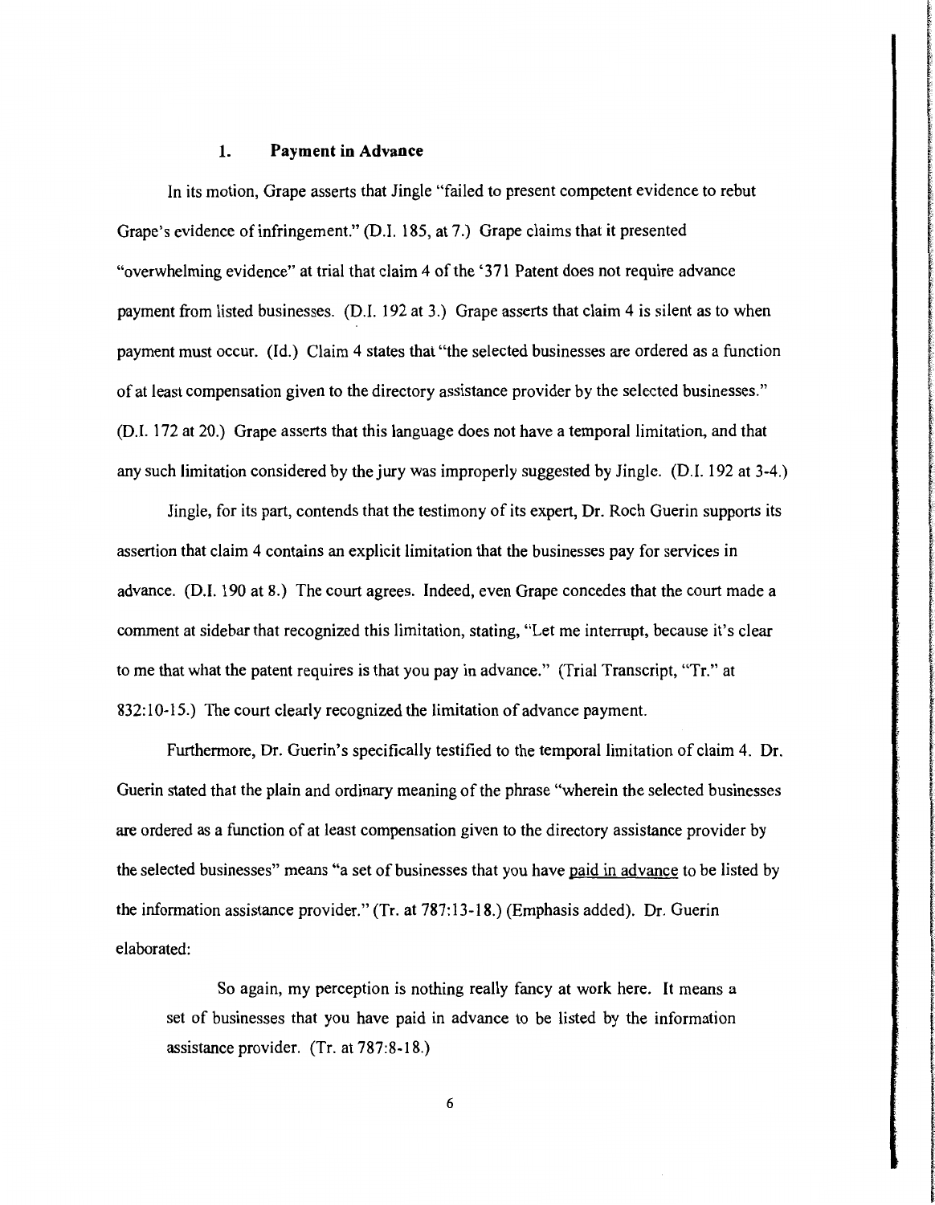### 1. **Payment in Advance**

In its motion, Grape asserts that Jingle "failed to present competent evidence to rebut Grape's evidence of infringement." (D.I. 185, at 7.) Grape claims that it presented "overwhelming evidence" at trial that claim 4 of the '371 Patent does not require advance payment from listed businesses. (D.I. 192 at 3.) Grape asserts that claim 4 is silent as to when payment must occur. (Id.) Claim 4 states that "the selected businesses are ordered as a function of at least compensation given to the directory assistance provider by the selected businesses." (D.I. 172 at 20.) Grape asserts that this language does not have a temporal limitation, and that any such limitation considered by the jury was improperly suggested by Jingle. (D.I. 192 at 3-4.)

Jingle, for its part, contends that the testimony of its expert, Dr. Roch Guerin supports its assertion that claim 4 contains an explicit limitation that the businesses pay for services in advance. (D.I. 190 at 8.) The court agrees. Indeed, even Grape concedes that the court made a comment at sidebar that recognized this limitation, stating, "Let me interrupt, because it's clear to me that what the patent requires is that you pay in advance." (Trial Transcript, "Tr." at 832:10-15.) The court clearly recognized the limitation of advance payment.

Furthermore, Dr. Guerin's specifically testified to the temporal limitation of claim 4. Dr. Guerin stated that the plain and ordinary meaning of the phrase "wherein the selected businesses are ordered as a function of at least compensation given to the directory assistance provider by the selected businesses" means "a set of businesses that you have <u>paid in advance</u> to be listed by the information assistance provider." (Tr. at 787:13-18.) (Emphasis added). Dr. Guerin elaborated:

> So again, my perception is nothing really fancy at work here. It means a set of businesses that you have paid in advance to be listed by the information assistance provider. (Tr. at 787:8-18.)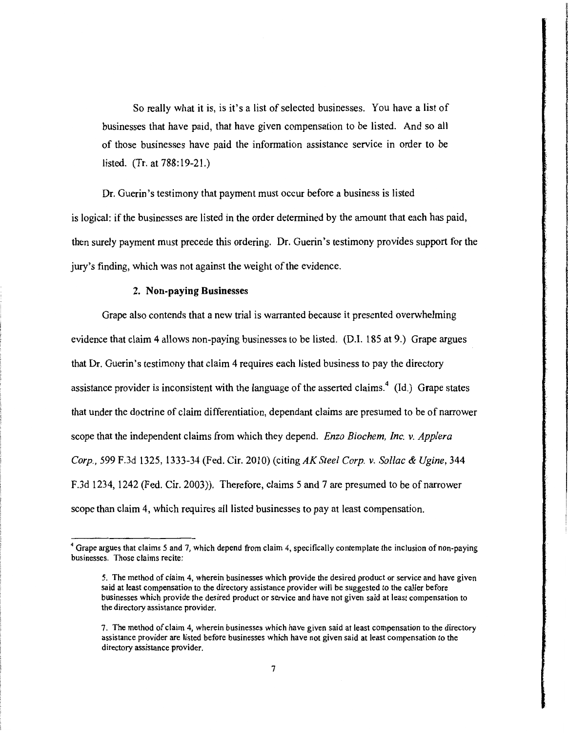So really what it is, is it's a list of selected businesses. You have a list of businesses that have paid, that have given compensation to be listed. And so all of those businesses have paid the information assistance service in order to be listed. (Tr. at 788:19-21.)

Dr. Guerin's testimony that payment must occur before a business is listed is logical: if the businesses are listed in the order determined by the amount that each has paid, then surely payment must precede this ordering. Dr. Guerin's testimony provides support for the jury's finding, which was not against the weight of the evidence.

### 2. Non-paying Businesses

Grape also contends that a new trial is warranted because it presented overwhelming evidence that claim 4 allows non-paying businesses to be listed. (D.I. 185 at 9.) Grape argues that Dr. Guerin's testimony that claim 4 requires each listed business to pay the directory assistance provider is inconsistent with the language of the asserted claims.[4] (Id.) Grape states that under the doctrine of claim differentiation, dependant claims are presumed to be of narrower scope that the independent claims from which they depend. *Enzo Biochem, Inc. v. Applera Corp.*, 599 F.3d 1325, 1333-34 (Fed. Cir. 2010) (citing *AK Steel Corp. v. Sollac & Ugine*, 344 F.3d 1234, 1242 (Fed. Cir. 2003)). Therefore, claims 5 and 7 are presumed to be of narrower scope than claim 4, which requires all listed businesses to pay at least compensation.

---

[4] Grape argues that claims 5 and 7, which depend from claim 4, specifically contemplate the inclusion of non-paying businesses. Those claims recite:

> 5. The method of claim 4, wherein businesses which provide the desired product or service and have given said at least compensation to the directory assistance provider will be suggested to the caller before businesses which provide the desired product or service and have not given said at least compensation to the directory assistance provider.
>
> 7. The method of claim 4, wherein businesses which have given said at least compensation to the directory assistance provider are listed before businesses which have not given said at least compensation to the directory assistance provider.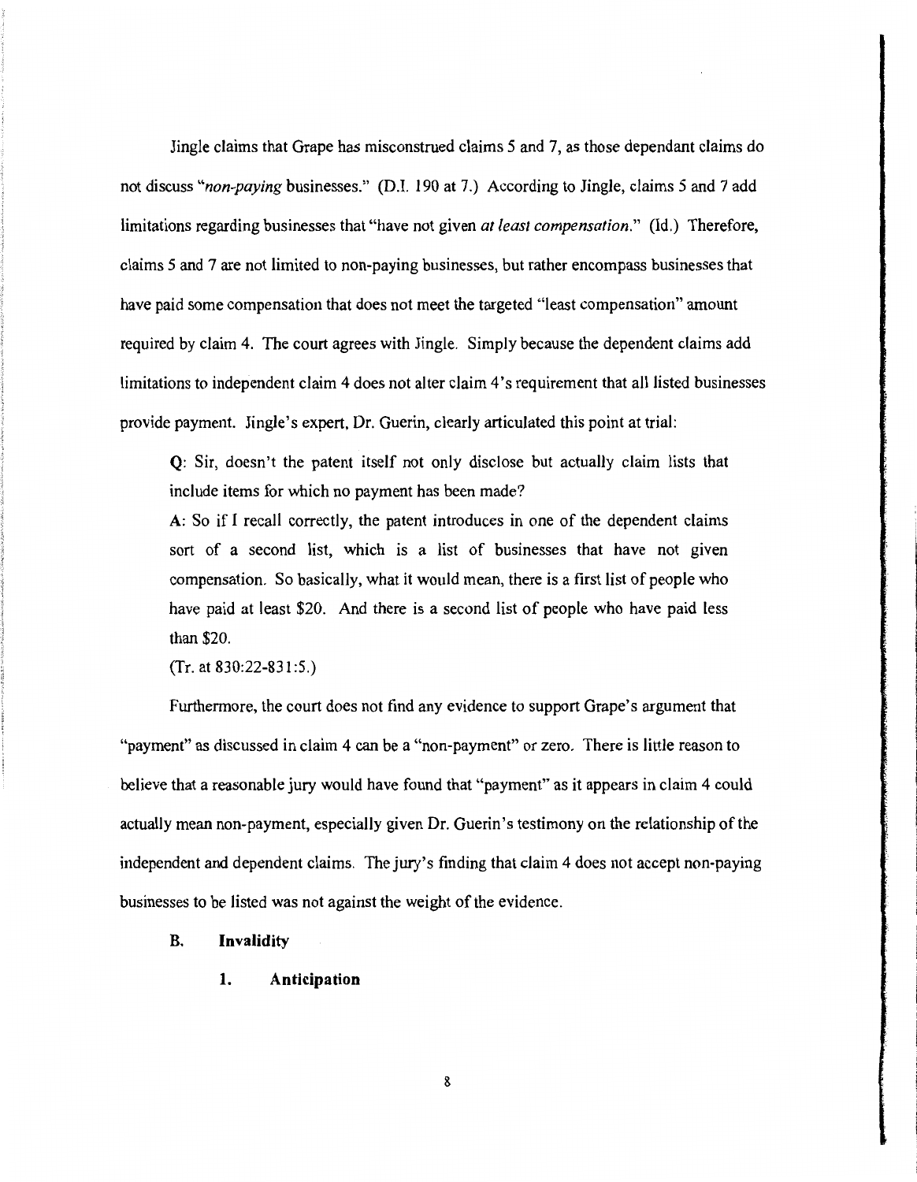Jingle claims that Grape has misconstrued claims 5 and 7, as those dependant claims do not discuss "*non-paying* businesses." (D.I. 190 at 7.) According to Jingle, claims 5 and 7 add limitations regarding businesses that "have not given *at least compensation*." (Id.) Therefore, claims 5 and 7 are not limited to non-paying businesses, but rather encompass businesses that have paid some compensation that does not meet the targeted "least compensation" amount required by claim 4. The court agrees with Jingle. Simply because the dependent claims add limitations to independent claim 4 does not alter claim 4's requirement that all listed businesses provide payment. Jingle's expert, Dr. Guerin, clearly articulated this point at trial:

> Q: Sir, doesn't the patent itself not only disclose but actually claim lists that include items for which no payment has been made?
>
> A: So if I recall correctly, the patent introduces in one of the dependent claims sort of a second list, which is a list of businesses that have not given compensation. So basically, what it would mean, there is a first list of people who have paid at least $20. And there is a second list of people who have paid less than $20.
>
> (Tr. at 830:22-831:5.)

Furthermore, the court does not find any evidence to support Grape's argument that "payment" as discussed in claim 4 can be a "non-payment" or zero. There is little reason to believe that a reasonable jury would have found that "payment" as it appears in claim 4 could actually mean non-payment, especially given Dr. Guerin's testimony on the relationship of the independent and dependent claims. The jury's finding that claim 4 does not accept non-paying businesses to be listed was not against the weight of the evidence.

### B. Invalidity

#### 1. Anticipation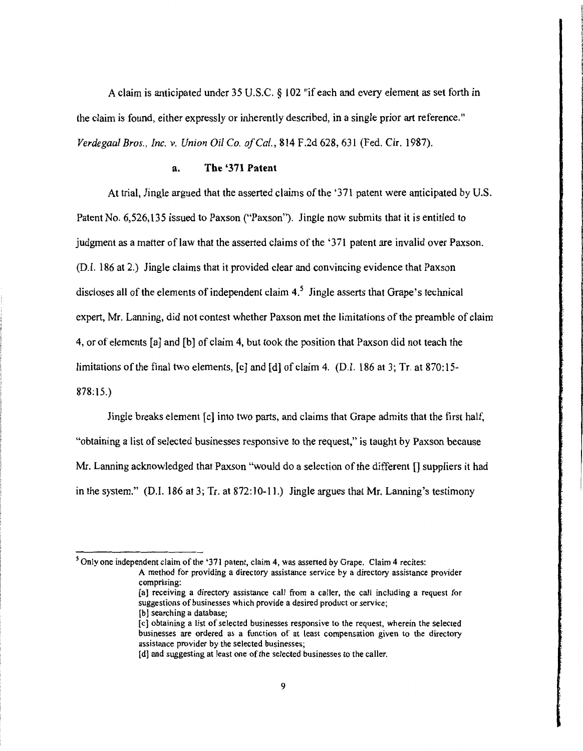A claim is anticipated under 35 U.S.C. § 102 "if each and every element as set forth in the claim is found, either expressly or inherently described, in a single prior art reference." *Verdegaal Bros., Inc. v. Union Oil Co. of Cal.*, 814 F.2d 628, 631 (Fed. Cir. 1987).

### a. The '371 Patent

At trial, Jingle argued that the asserted claims of the '371 patent were anticipated by U.S. Patent No. 6,526,135 issued to Paxson ("Paxson"). Jingle now submits that it is entitled to judgment as a matter of law that the asserted claims of the '371 patent are invalid over Paxson. (D.I. 186 at 2.) Jingle claims that it provided clear and convincing evidence that Paxson discloses all of the elements of independent claim 4.[5] Jingle asserts that Grape's technical expert, Mr. Lanning, did not contest whether Paxson met the limitations of the preamble of claim 4, or of elements [a] and [b] of claim 4, but took the position that Paxson did not teach the limitations of the final two elements, [c] and [d] of claim 4. (D.I. 186 at 3; Tr. at 870:15-878:15.)

Jingle breaks element [c] into two parts, and claims that Grape admits that the first half, "obtaining a list of selected businesses responsive to the request," is taught by Paxson because Mr. Lanning acknowledged that Paxson "would do a selection of the different [] suppliers it had in the system." (D.I. 186 at 3; Tr. at 872:10-11.) Jingle argues that Mr. Lanning's testimony

---

[5] Only one independent claim of the '371 patent, claim 4, was asserted by Grape. Claim 4 recites:

> A method for providing a directory assistance service by a directory assistance provider comprising:
>
> [a] receiving a directory assistance call from a caller, the call including a request for suggestions of businesses which provide a desired product or service;
>
> [b] searching a database;
>
> [c] obtaining a list of selected businesses responsive to the request, wherein the selected businesses are ordered as a function of at least compensation given to the directory assistance provider by the selected businesses;
>
> [d] and suggesting at least one of the selected businesses to the caller.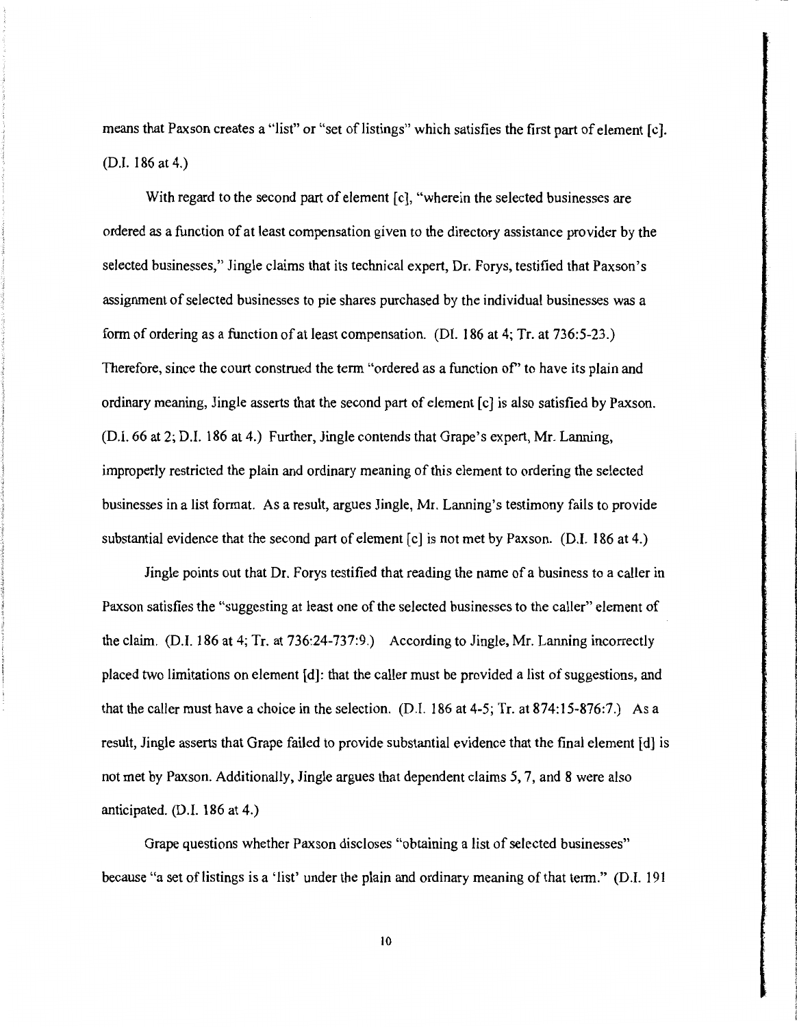means that Paxson creates a "list" or "set of listings" which satisfies the first part of element [c]. (D.I. 186 at 4.)

With regard to the second part of element [c], "wherein the selected businesses are ordered as a function of at least compensation given to the directory assistance provider by the selected businesses," Jingle claims that its technical expert, Dr. Forys, testified that Paxson's assignment of selected businesses to pie shares purchased by the individual businesses was a form of ordering as a function of at least compensation. (DI. 186 at 4; Tr. at 736:5-23.) Therefore, since the court construed the term "ordered as a function of" to have its plain and ordinary meaning, Jingle asserts that the second part of element [c] is also satisfied by Paxson. (D.I. 66 at 2; D.I. 186 at 4.) Further, Jingle contends that Grape's expert, Mr. Lanning, improperly restricted the plain and ordinary meaning of this element to ordering the selected businesses in a list format. As a result, argues Jingle, Mr. Lanning's testimony fails to provide substantial evidence that the second part of element [c] is not met by Paxson. (D.I. 186 at 4.)

Jingle points out that Dr. Forys testified that reading the name of a business to a caller in Paxson satisfies the "suggesting at least one of the selected businesses to the caller" element of the claim. (D.I. 186 at 4; Tr. at 736:24-737:9.) According to Jingle, Mr. Lanning incorrectly placed two limitations on element [d]: that the caller must be provided a list of suggestions, and that the caller must have a choice in the selection. (D.I. 186 at 4-5; Tr. at 874:15-876:7.) As a result, Jingle asserts that Grape failed to provide substantial evidence that the final element [d] is not met by Paxson. Additionally, Jingle argues that dependent claims 5, 7, and 8 were also anticipated. (D.I. 186 at 4.)

Grape questions whether Paxson discloses "obtaining a list of selected businesses" because "a set of listings is a 'list' under the plain and ordinary meaning of that term." (D.I. 191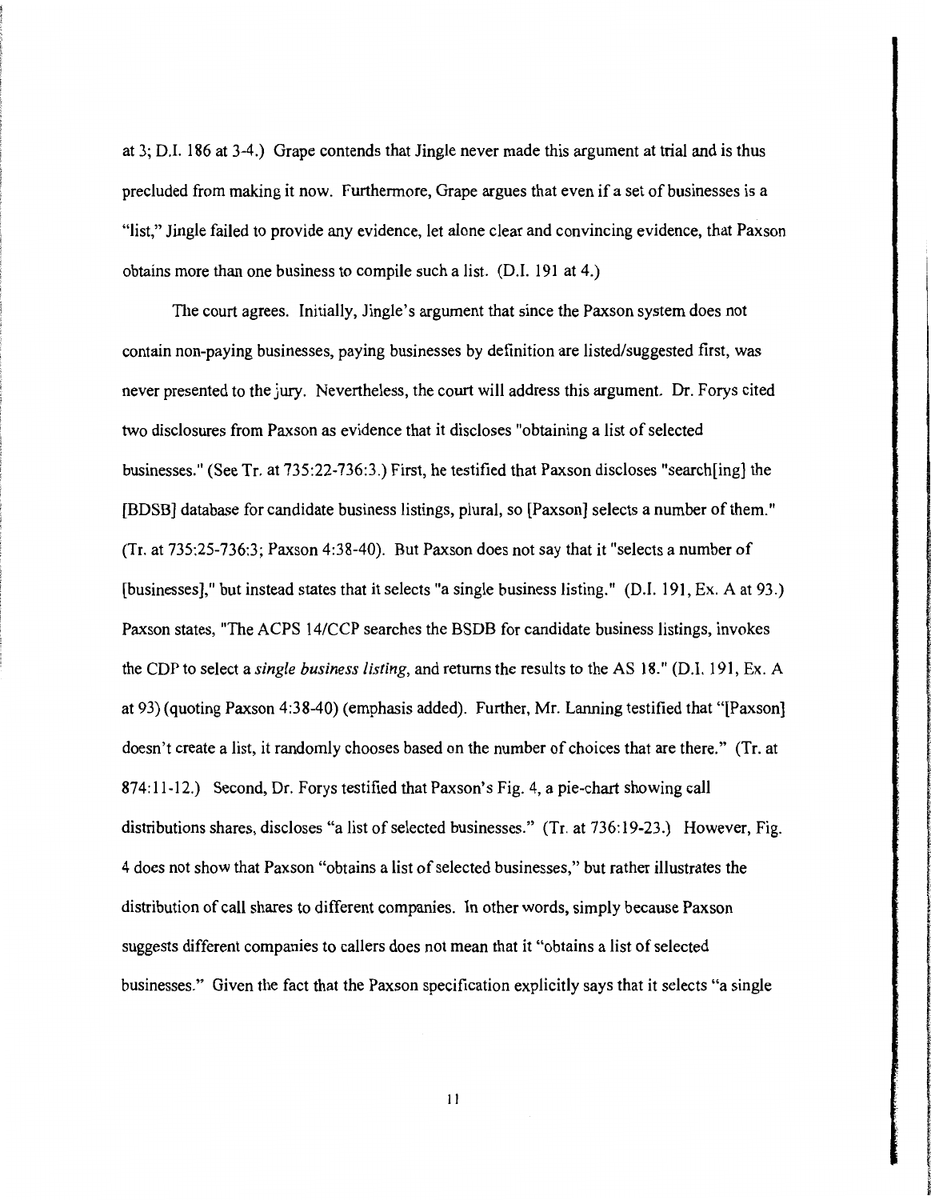at 3; D.I. 186 at 3-4.) Grape contends that Jingle never made this argument at trial and is thus precluded from making it now. Furthermore, Grape argues that even if a set of businesses is a "list," Jingle failed to provide any evidence, let alone clear and convincing evidence, that Paxson obtains more than one business to compile such a list. (D.I. 191 at 4.)

The court agrees. Initially, Jingle's argument that since the Paxson system does not contain non-paying businesses, paying businesses by definition are listed/suggested first, was never presented to the jury. Nevertheless, the court will address this argument. Dr. Forys cited two disclosures from Paxson as evidence that it discloses "obtaining a list of selected businesses." (See Tr. at 735:22-736:3.) First, he testified that Paxson discloses "search[ing] the [BDSB] database for candidate business listings, plural, so [Paxson] selects a number of them." (Tr. at 735:25-736:3; Paxson 4:38-40). But Paxson does not say that it "selects a number of [businesses]," but instead states that it selects "a single business listing." (D.I. 191, Ex. A at 93.) Paxson states, "The ACPS 14/CCP searches the BSDB for candidate business listings, invokes the CDP to select a *single business listing*, and returns the results to the AS 18." (D.I. 191, Ex. A at 93) (quoting Paxson 4:38-40) (emphasis added). Further, Mr. Lanning testified that "[Paxson] doesn't create a list, it randomly chooses based on the number of choices that are there." (Tr. at 874:11-12.) Second, Dr. Forys testified that Paxson's Fig. 4, a pie-chart showing call distributions shares, discloses "a list of selected businesses." (Tr. at 736:19-23.) However, Fig. 4 does not show that Paxson "obtains a list of selected businesses," but rather illustrates the distribution of call shares to different companies. In other words, simply because Paxson suggests different companies to callers does not mean that it "obtains a list of selected businesses." Given the fact that the Paxson specification explicitly says that it selects "a single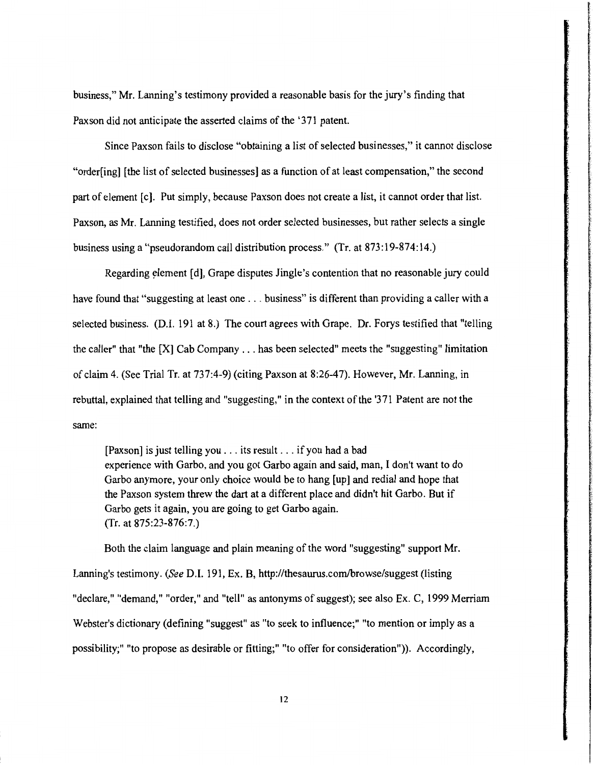business," Mr. Lanning's testimony provided a reasonable basis for the jury's finding that Paxson did not anticipate the asserted claims of the '371 patent.

Since Paxson fails to disclose "obtaining a list of selected businesses," it cannot disclose "order[ing] [the list of selected businesses] as a function of at least compensation," the second part of element [c]. Put simply, because Paxson does not create a list, it cannot order that list. Paxson, as Mr. Lanning testified, does not order selected businesses, but rather selects a single business using a "pseudorandom call distribution process." (Tr. at 873:19-874:14.)

Regarding element [d], Grape disputes Jingle's contention that no reasonable jury could have found that "suggesting at least one . . . business" is different than providing a caller with a selected business. (D.I. 191 at 8.) The court agrees with Grape. Dr. Forys testified that "telling the caller" that "the [X] Cab Company . . . has been selected" meets the "suggesting" limitation of claim 4. (See Trial Tr. at 737:4-9) (citing Paxson at 8:26-47). However, Mr. Lanning, in rebuttal, explained that telling and "suggesting," in the context of the '371 Patent are not the same:

> [Paxson] is just telling you . . . its result . . . if you had a bad experience with Garbo, and you got Garbo again and said, man, I don't want to do Garbo anymore, your only choice would be to hang [up] and redial and hope that the Paxson system threw the dart at a different place and didn't hit Garbo. But if Garbo gets it again, you are going to get Garbo again.
> (Tr. at 875:23-876:7.)

Both the claim language and plain meaning of the word "suggesting" support Mr. Lanning's testimony. (*See* D.I. 191, Ex. B, http://thesaurus.com/browse/suggest (listing "declare," "demand," "order," and "tell" as antonyms of suggest); see also Ex. C, 1999 Merriam Webster's dictionary (defining "suggest" as "to seek to influence;" "to mention or imply as a possibility;" "to propose as desirable or fitting;" "to offer for consideration")). Accordingly,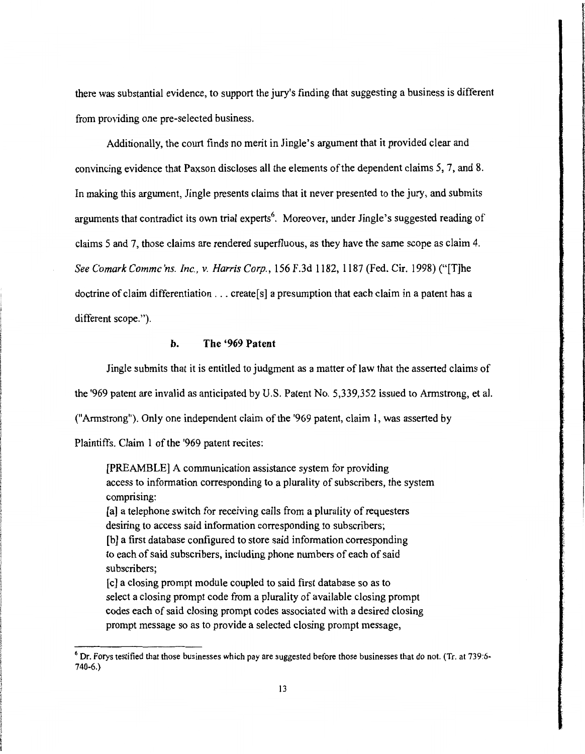there was substantial evidence, to support the jury's finding that suggesting a business is different from providing one pre-selected business.

Additionally, the court finds no merit in Jingle's argument that it provided clear and convincing evidence that Paxson discloses all the elements of the dependent claims 5, 7, and 8. In making this argument, Jingle presents claims that it never presented to the jury, and submits arguments that contradict its own trial experts[6]. Moreover, under Jingle's suggested reading of claims 5 and 7, those claims are rendered superfluous, as they have the same scope as claim 4. *See Comark Commc'ns. Inc., v. Harris Corp.*, 156 F.3d 1182, 1187 (Fed. Cir. 1998) ("[T]he doctrine of claim differentiation . . . create[s] a presumption that each claim in a patent has a different scope.").

### b. The '969 Patent

Jingle submits that it is entitled to judgment as a matter of law that the asserted claims of the '969 patent are invalid as anticipated by U.S. Patent No. 5,339,352 issued to Armstrong, et al. ("Armstrong"). Only one independent claim of the '969 patent, claim 1, was asserted by Plaintiffs. Claim 1 of the '969 patent recites:

> [PREAMBLE] A communication assistance system for providing access to information corresponding to a plurality of subscribers, the system comprising:
> [a] a telephone switch for receiving calls from a plurality of requesters desiring to access said information corresponding to subscribers;
> [b] a first database configured to store said information corresponding to each of said subscribers, including phone numbers of each of said subscribers;
> [c] a closing prompt module coupled to said first database so as to select a closing prompt code from a plurality of available closing prompt codes each of said closing prompt codes associated with a desired closing prompt message so as to provide a selected closing prompt message,

---

[6] Dr. Forys testified that those businesses which pay are suggested before those businesses that do not. (Tr. at 739:6-740-6.)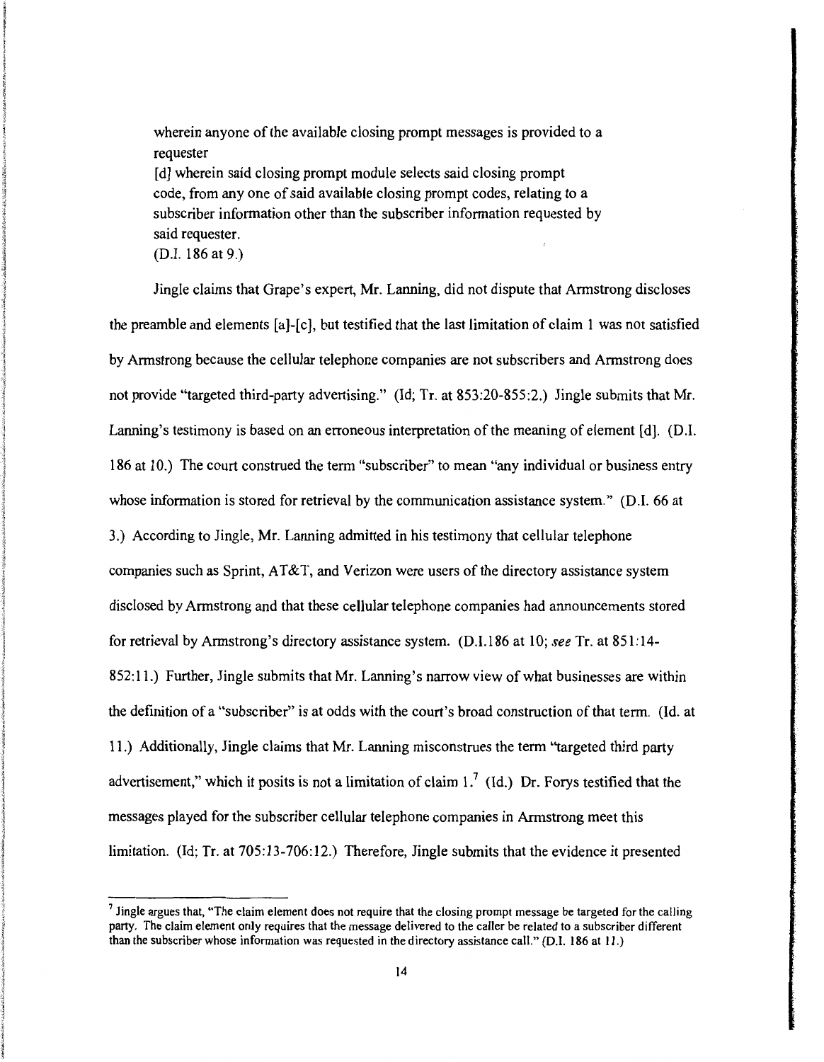> wherein anyone of the available closing prompt messages is provided to a requester
> [d] wherein said closing prompt module selects said closing prompt code, from any one of said available closing prompt codes, relating to a subscriber information other than the subscriber information requested by said requester.
> (D.I. 186 at 9.)

Jingle claims that Grape's expert, Mr. Lanning, did not dispute that Armstrong discloses the preamble and elements [a]-[c], but testified that the last limitation of claim 1 was not satisfied by Armstrong because the cellular telephone companies are not subscribers and Armstrong does not provide "targeted third-party advertising." (Id; Tr. at 853:20-855:2.) Jingle submits that Mr. Lanning's testimony is based on an erroneous interpretation of the meaning of element [d]. (D.I. 186 at 10.) The court construed the term "subscriber" to mean "any individual or business entry whose information is stored for retrieval by the communication assistance system." (D.I. 66 at 3.) According to Jingle, Mr. Lanning admitted in his testimony that cellular telephone companies such as Sprint, AT&T, and Verizon were users of the directory assistance system disclosed by Armstrong and that these cellular telephone companies had announcements stored for retrieval by Armstrong's directory assistance system. (D.I.186 at 10; *see* Tr. at 851:14-852:11.) Further, Jingle submits that Mr. Lanning's narrow view of what businesses are within the definition of a "subscriber" is at odds with the court's broad construction of that term. (Id. at 11.) Additionally, Jingle claims that Mr. Lanning misconstrues the term "targeted third party advertisement," which it posits is not a limitation of claim 1.[7] (Id.) Dr. Forys testified that the messages played for the subscriber cellular telephone companies in Armstrong meet this limitation. (Id; Tr. at 705:13-706:12.) Therefore, Jingle submits that the evidence it presented

---

[7] Jingle argues that, "The claim element does not require that the closing prompt message be targeted for the calling party. The claim element only requires that the message delivered to the caller be related to a subscriber different than the subscriber whose information was requested in the directory assistance call." (D.I. 186 at 11.)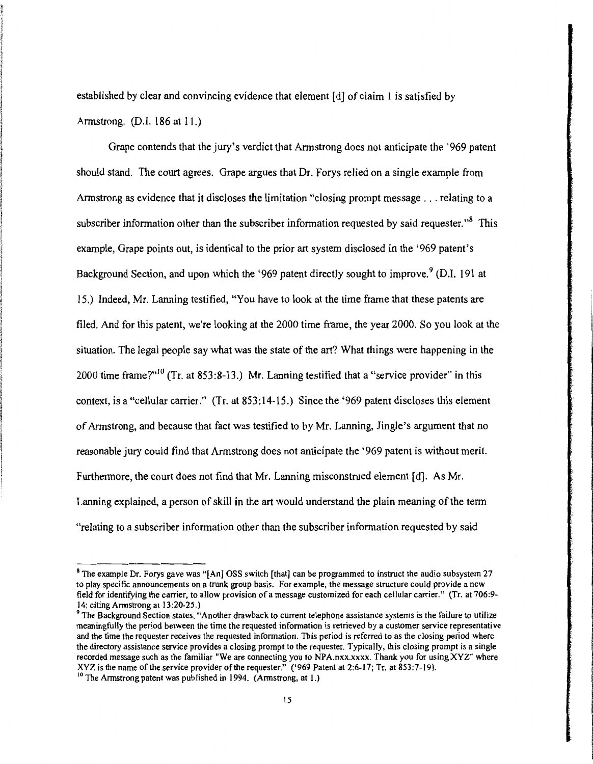established by clear and convincing evidence that element [d] of claim 1 is satisfied by Armstrong. (D.I. 186 at 11.)

Grape contends that the jury's verdict that Armstrong does not anticipate the '969 patent should stand. The court agrees. Grape argues that Dr. Forys relied on a single example from Armstrong as evidence that it discloses the limitation "closing prompt message . . . relating to a subscriber information other than the subscriber information requested by said requester."[8] This example, Grape points out, is identical to the prior art system disclosed in the '969 patent's Background Section, and upon which the '969 patent directly sought to improve.[9] (D.I. 191 at 15.) Indeed, Mr. Lanning testified, "You have to look at the time frame that these patents are filed. And for this patent, we're looking at the 2000 time frame, the year 2000. So you look at the situation. The legal people say what was the state of the art? What things were happening in the 2000 time frame?"[10] (Tr. at 853:8-13.) Mr. Lanning testified that a "service provider" in this context, is a "cellular carrier." (Tr. at 853:14-15.) Since the '969 patent discloses this element of Armstrong, and because that fact was testified to by Mr. Lanning, Jingle's argument that no reasonable jury could find that Armstrong does not anticipate the '969 patent is without merit. Furthermore, the court does not find that Mr. Lanning misconstrued element [d]. As Mr. Lanning explained, a person of skill in the art would understand the plain meaning of the term "relating to a subscriber information other than the subscriber information requested by said

---

[8] The example Dr. Forys gave was "[An] OSS switch [that] can be programmed to instruct the audio subsystem 27 to play specific announcements on a trunk group basis. For example, the message structure could provide a new field for identifying the carrier, to allow provision of a message customized for each cellular carrier." (Tr. at 706:9-14; citing Armstrong at 13:20-25.)

[9] The Background Section states, "Another drawback to current telephone assistance systems is the failure to utilize meaningfully the period between the time the requested information is retrieved by a customer service representative and the time the requester receives the requested information. This period is referred to as the closing period where the directory assistance service provides a closing prompt to the requester. Typically, this closing prompt is a single recorded message such as the familiar "We are connecting you to NPA.nxx.xxxx. Thank you for using XYZ" where XYZ is the name of the service provider of the requester." ('969 Patent at 2:6-17; Tr. at 853:7-19).

[10] The Armstrong patent was published in 1994. (Armstrong, at 1.)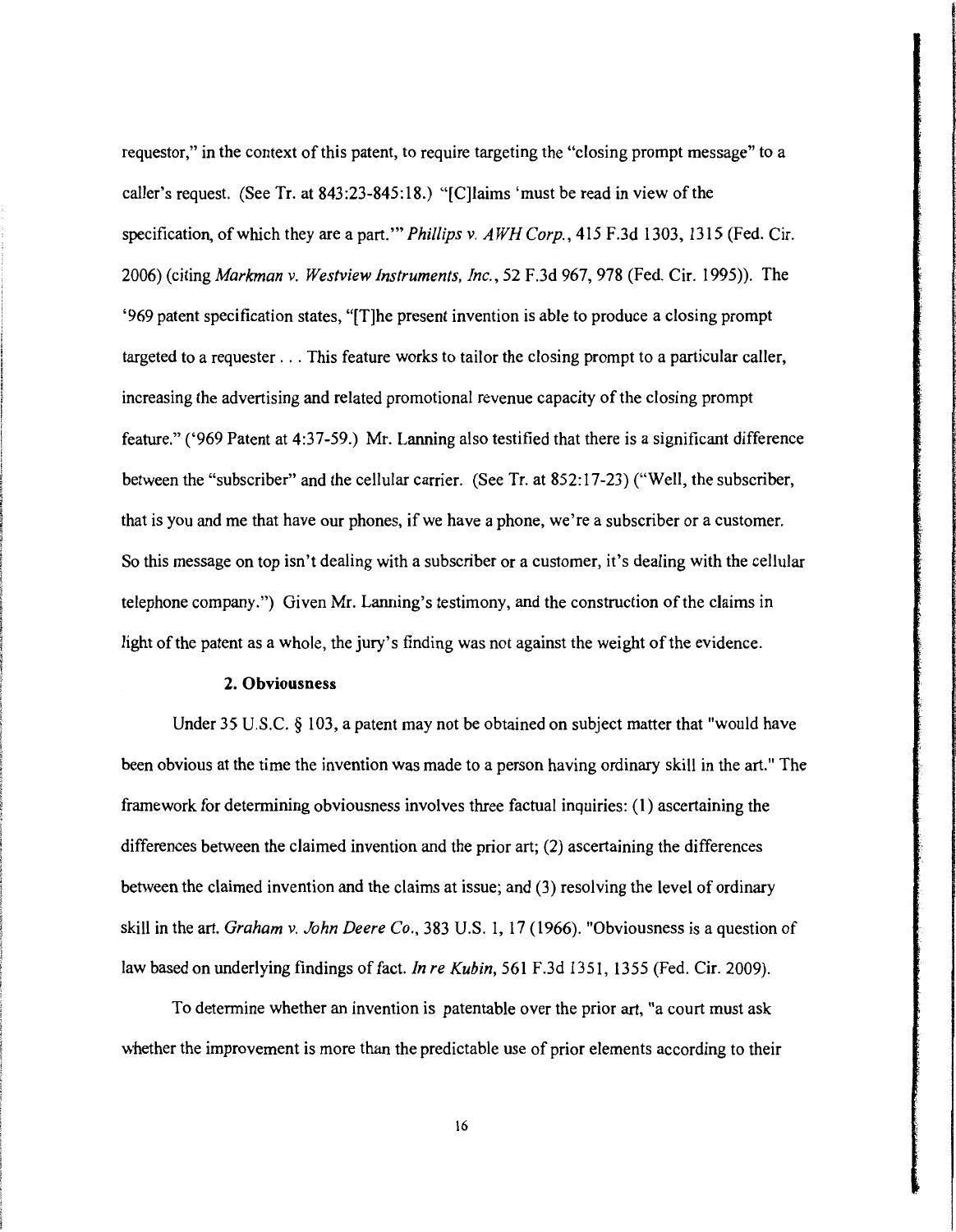requestor," in the context of this patent, to require targeting the "closing prompt message" to a caller's request. (See Tr. at 843:23-845:18.) "[C]laims 'must be read in view of the specification, of which they are a part.'" *Phillips v. AWH Corp.*, 415 F.3d 1303, 1315 (Fed. Cir. 2006) (citing *Markman v. Westview Instruments, Inc.*, 52 F.3d 967, 978 (Fed. Cir. 1995)). The '969 patent specification states, "[T]he present invention is able to produce a closing prompt targeted to a requester . . . This feature works to tailor the closing prompt to a particular caller, increasing the advertising and related promotional revenue capacity of the closing prompt feature." ('969 Patent at 4:37-59.) Mr. Lanning also testified that there is a significant difference between the "subscriber" and the cellular carrier. (See Tr. at 852:17-23) ("Well, the subscriber, that is you and me that have our phones, if we have a phone, we're a subscriber or a customer. So this message on top isn't dealing with a subscriber or a customer, it's dealing with the cellular telephone company.") Given Mr. Lanning's testimony, and the construction of the claims in light of the patent as a whole, the jury's finding was not against the weight of the evidence.

### 2. Obviousness

Under 35 U.S.C. § 103, a patent may not be obtained on subject matter that "would have been obvious at the time the invention was made to a person having ordinary skill in the art." The framework for determining obviousness involves three factual inquiries: (1) ascertaining the differences between the claimed invention and the prior art; (2) ascertaining the differences between the claimed invention and the claims at issue; and (3) resolving the level of ordinary skill in the art. *Graham v. John Deere Co.*, 383 U.S. 1, 17 (1966). "Obviousness is a question of law based on underlying findings of fact. *In re Kubin*, 561 F.3d 1351, 1355 (Fed. Cir. 2009).

To determine whether an invention is patentable over the prior art, "a court must ask whether the improvement is more than the predictable use of prior elements according to their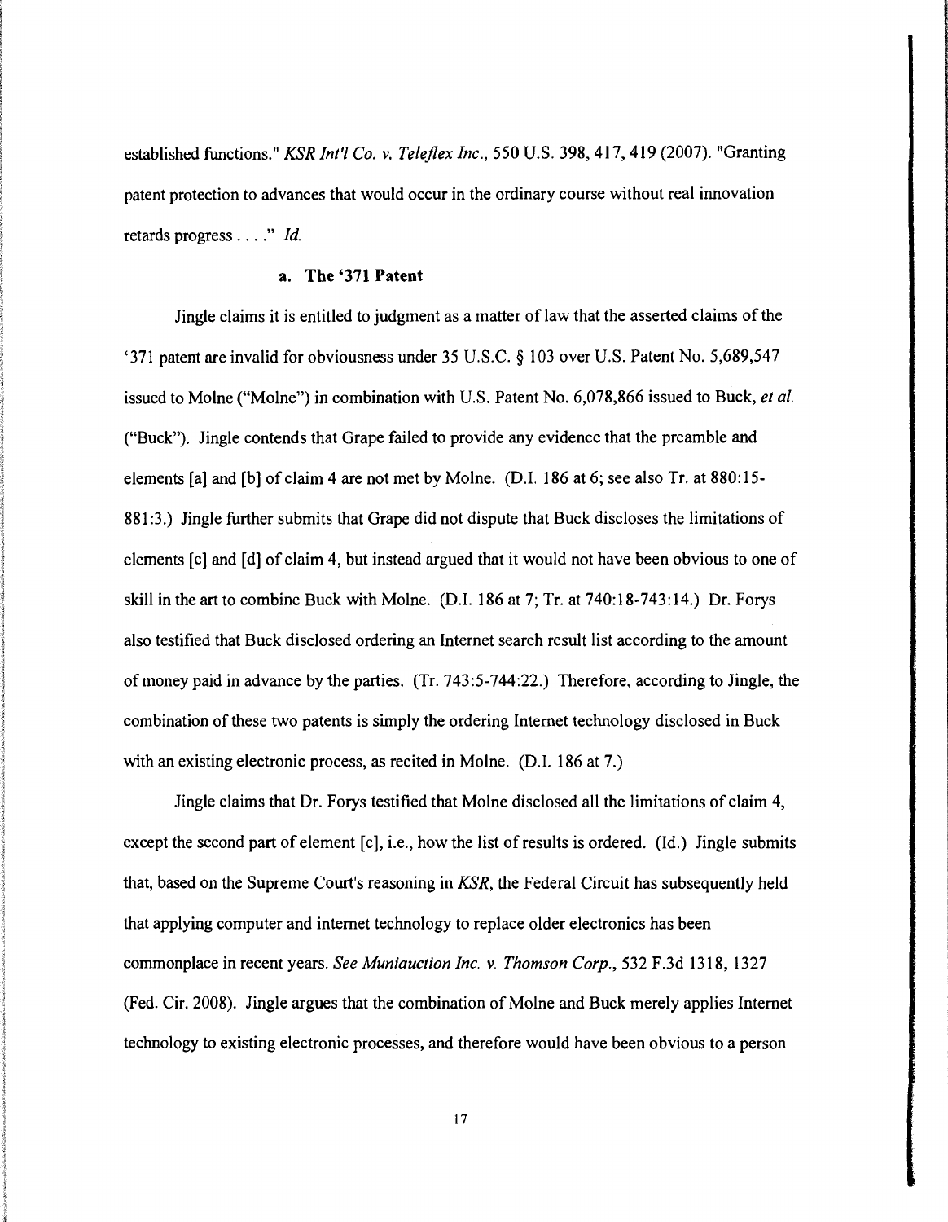established functions." *KSR Int'l Co. v. Teleflex Inc.*, 550 U.S. 398, 417, 419 (2007). "Granting patent protection to advances that would occur in the ordinary course without real innovation retards progress . . . ." *Id.*

### a. The '371 Patent

Jingle claims it is entitled to judgment as a matter of law that the asserted claims of the '371 patent are invalid for obviousness under 35 U.S.C. § 103 over U.S. Patent No. 5,689,547 issued to Molne ("Molne") in combination with U.S. Patent No. 6,078,866 issued to Buck, *et al.* ("Buck"). Jingle contends that Grape failed to provide any evidence that the preamble and elements [a] and [b] of claim 4 are not met by Molne. (D.I. 186 at 6; see also Tr. at 880:15-881:3.) Jingle further submits that Grape did not dispute that Buck discloses the limitations of elements [c] and [d] of claim 4, but instead argued that it would not have been obvious to one of skill in the art to combine Buck with Molne. (D.I. 186 at 7; Tr. at 740:18-743:14.) Dr. Forys also testified that Buck disclosed ordering an Internet search result list according to the amount of money paid in advance by the parties. (Tr. 743:5-744:22.) Therefore, according to Jingle, the combination of these two patents is simply the ordering Internet technology disclosed in Buck with an existing electronic process, as recited in Molne. (D.I. 186 at 7.)

Jingle claims that Dr. Forys testified that Molne disclosed all the limitations of claim 4, except the second part of element [c], i.e., how the list of results is ordered. (Id.) Jingle submits that, based on the Supreme Court's reasoning in *KSR*, the Federal Circuit has subsequently held that applying computer and internet technology to replace older electronics has been commonplace in recent years. *See Muniauction Inc. v. Thomson Corp.*, 532 F.3d 1318, 1327 (Fed. Cir. 2008). Jingle argues that the combination of Molne and Buck merely applies Internet technology to existing electronic processes, and therefore would have been obvious to a person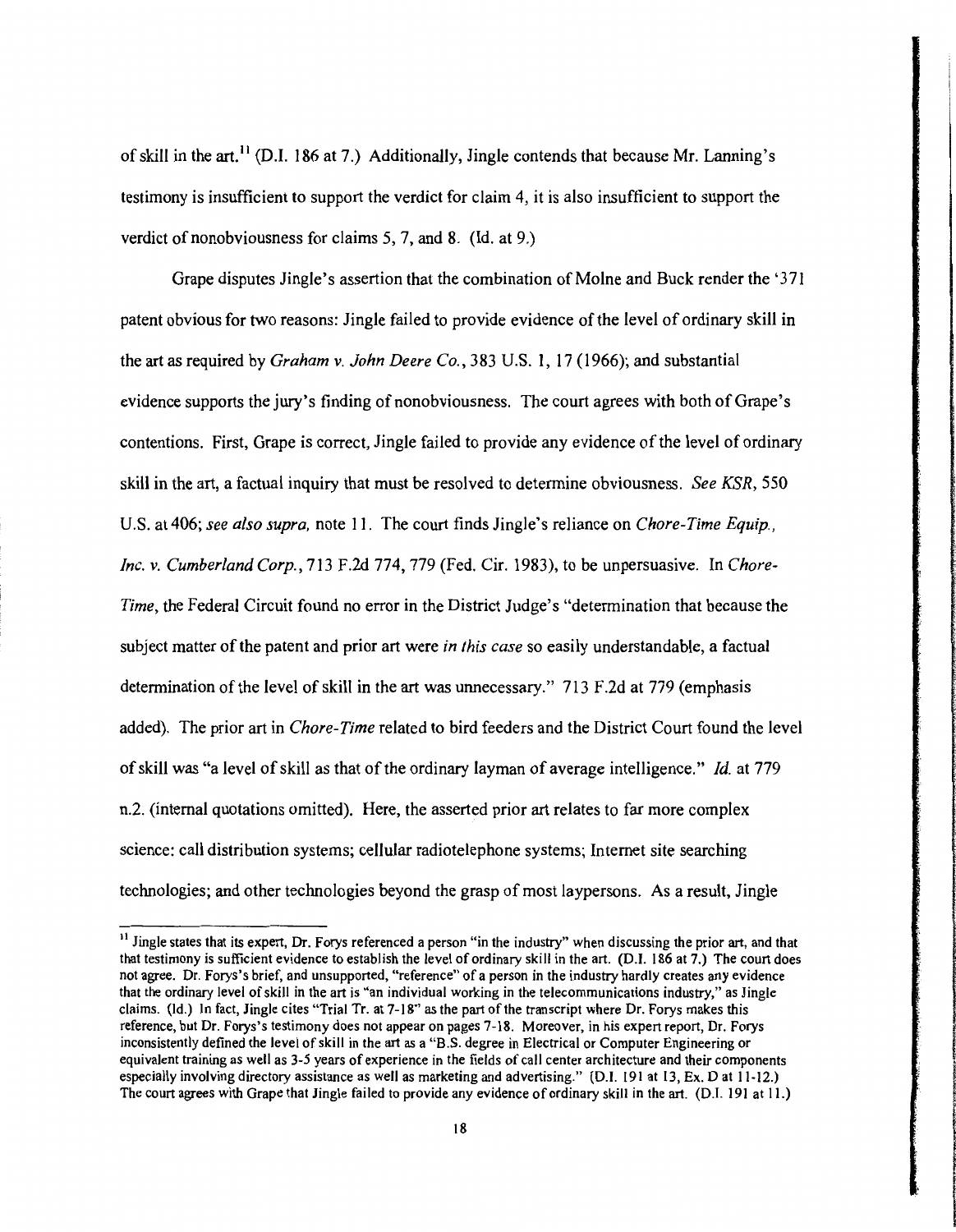of skill in the art.[11] (D.I. 186 at 7.) Additionally, Jingle contends that because Mr. Lanning's testimony is insufficient to support the verdict for claim 4, it is also insufficient to support the verdict of nonobviousness for claims 5, 7, and 8. (Id. at 9.)

Grape disputes Jingle's assertion that the combination of Molne and Buck render the '371 patent obvious for two reasons: Jingle failed to provide evidence of the level of ordinary skill in the art as required by *Graham v. John Deere Co.*, 383 U.S. 1, 17 (1966); and substantial evidence supports the jury's finding of nonobviousness. The court agrees with both of Grape's contentions. First, Grape is correct, Jingle failed to provide any evidence of the level of ordinary skill in the art, a factual inquiry that must be resolved to determine obviousness. *See KSR*, 550 U.S. at 406; *see also supra*, note 11. The court finds Jingle's reliance on *Chore-Time Equip., Inc. v. Cumberland Corp.*, 713 F.2d 774, 779 (Fed. Cir. 1983), to be unpersuasive. In *Chore-Time*, the Federal Circuit found no error in the District Judge's "determination that because the subject matter of the patent and prior art were *in this case* so easily understandable, a factual determination of the level of skill in the art was unnecessary." 713 F.2d at 779 (emphasis added). The prior art in *Chore-Time* related to bird feeders and the District Court found the level of skill was "a level of skill as that of the ordinary layman of average intelligence." *Id.* at 779 n.2. (internal quotations omitted). Here, the asserted prior art relates to far more complex science: call distribution systems; cellular radiotelephone systems; Internet site searching technologies; and other technologies beyond the grasp of most laypersons. As a result, Jingle

---

[11] Jingle states that its expert, Dr. Forys referenced a person "in the industry" when discussing the prior art, and that that testimony is sufficient evidence to establish the level of ordinary skill in the art. (D.I. 186 at 7.) The court does not agree. Dr. Forys's brief, and unsupported, "reference" of a person in the industry hardly creates any evidence that the ordinary level of skill in the art is "an individual working in the telecommunications industry," as Jingle claims. (Id.) In fact, Jingle cites "Trial Tr. at 7-18" as the part of the transcript where Dr. Forys makes this reference, but Dr. Forys's testimony does not appear on pages 7-18. Moreover, in his expert report, Dr. Forys inconsistently defined the level of skill in the art as a "B.S. degree in Electrical or Computer Engineering or equivalent training as well as 3-5 years of experience in the fields of call center architecture and their components especially involving directory assistance as well as marketing and advertising." (D.I. 191 at 13, Ex. D at 11-12.) The court agrees with Grape that Jingle failed to provide any evidence of ordinary skill in the art. (D.I. 191 at 11.)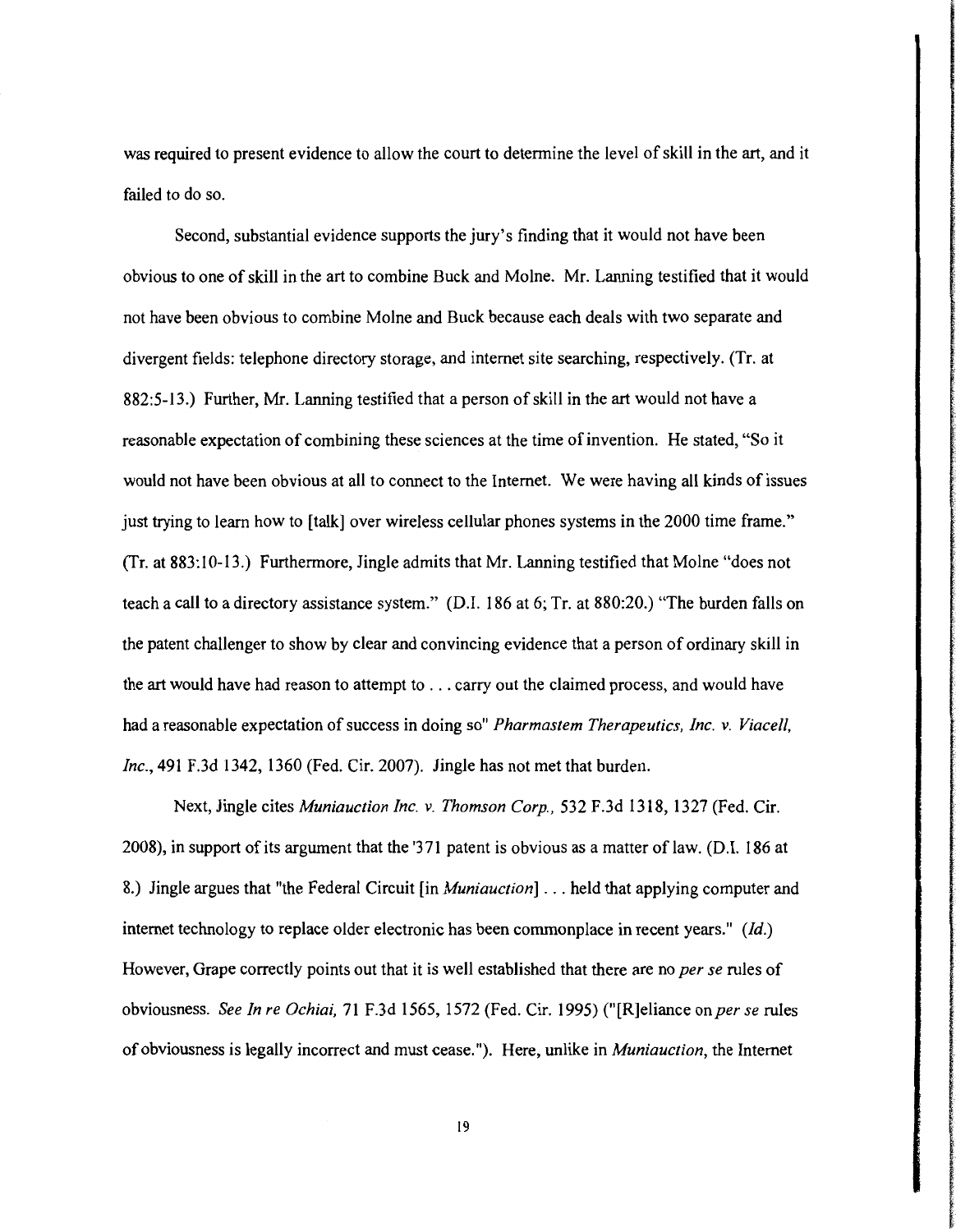was required to present evidence to allow the court to determine the level of skill in the art, and it failed to do so.

Second, substantial evidence supports the jury's finding that it would not have been obvious to one of skill in the art to combine Buck and Molne. Mr. Lanning testified that it would not have been obvious to combine Molne and Buck because each deals with two separate and divergent fields: telephone directory storage, and internet site searching, respectively. (Tr. at 882:5-13.) Further, Mr. Lanning testified that a person of skill in the art would not have a reasonable expectation of combining these sciences at the time of invention. He stated, "So it would not have been obvious at all to connect to the Internet. We were having all kinds of issues just trying to learn how to [talk] over wireless cellular phones systems in the 2000 time frame." (Tr. at 883:10-13.) Furthermore, Jingle admits that Mr. Lanning testified that Molne "does not teach a call to a directory assistance system." (D.I. 186 at 6; Tr. at 880:20.) "The burden falls on the patent challenger to show by clear and convincing evidence that a person of ordinary skill in the art would have had reason to attempt to . . . carry out the claimed process, and would have had a reasonable expectation of success in doing so" *Pharmastem Therapeutics, Inc. v. Viacell, Inc.*, 491 F.3d 1342, 1360 (Fed. Cir. 2007). Jingle has not met that burden.

Next, Jingle cites *Muniauction Inc. v. Thomson Corp.*, 532 F.3d 1318, 1327 (Fed. Cir. 2008), in support of its argument that the '371 patent is obvious as a matter of law. (D.I. 186 at 8.) Jingle argues that "the Federal Circuit [in *Muniauction*] . . . held that applying computer and internet technology to replace older electronic has been commonplace in recent years." (*Id.*) However, Grape correctly points out that it is well established that there are no *per se* rules of obviousness. *See In re Ochiai*, 71 F.3d 1565, 1572 (Fed. Cir. 1995) ("[R]eliance on *per se* rules of obviousness is legally incorrect and must cease."). Here, unlike in *Muniauction*, the Internet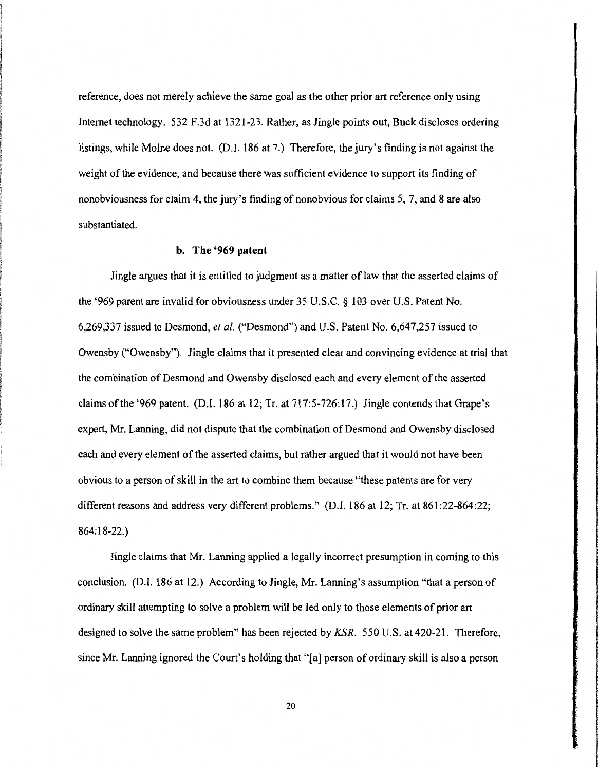reference, does not merely achieve the same goal as the other prior art reference only using Internet technology. 532 F.3d at 1321-23. Rather, as Jingle points out, Buck discloses ordering listings, while Molne does not. (D.I. 186 at 7.) Therefore, the jury's finding is not against the weight of the evidence, and because there was sufficient evidence to support its finding of nonobviousness for claim 4, the jury's finding of nonobvious for claims 5, 7, and 8 are also substantiated.

### b. The '969 patent

Jingle argues that it is entitled to judgment as a matter of law that the asserted claims of the '969 parent are invalid for obviousness under 35 U.S.C. § 103 over U.S. Patent No. 6,269,337 issued to Desmond, *et al.* ("Desmond") and U.S. Patent No. 6,647,257 issued to Owensby ("Owensby"). Jingle claims that it presented clear and convincing evidence at trial that the combination of Desmond and Owensby disclosed each and every element of the asserted claims of the '969 patent. (D.I. 186 at 12; Tr. at 717:5-726:17.) Jingle contends that Grape's expert, Mr. Lanning, did not dispute that the combination of Desmond and Owensby disclosed each and every element of the asserted claims, but rather argued that it would not have been obvious to a person of skill in the art to combine them because "these patents are for very different reasons and address very different problems." (D.I. 186 at 12; Tr. at 861:22-864:22; 864:18-22.)

Jingle claims that Mr. Lanning applied a legally incorrect presumption in coming to this conclusion. (D.I. 186 at 12.) According to Jingle, Mr. Lanning's assumption "that a person of ordinary skill attempting to solve a problem will be led only to those elements of prior art designed to solve the same problem" has been rejected by *KSR*. 550 U.S. at 420-21. Therefore, since Mr. Lanning ignored the Court's holding that "[a] person of ordinary skill is also a person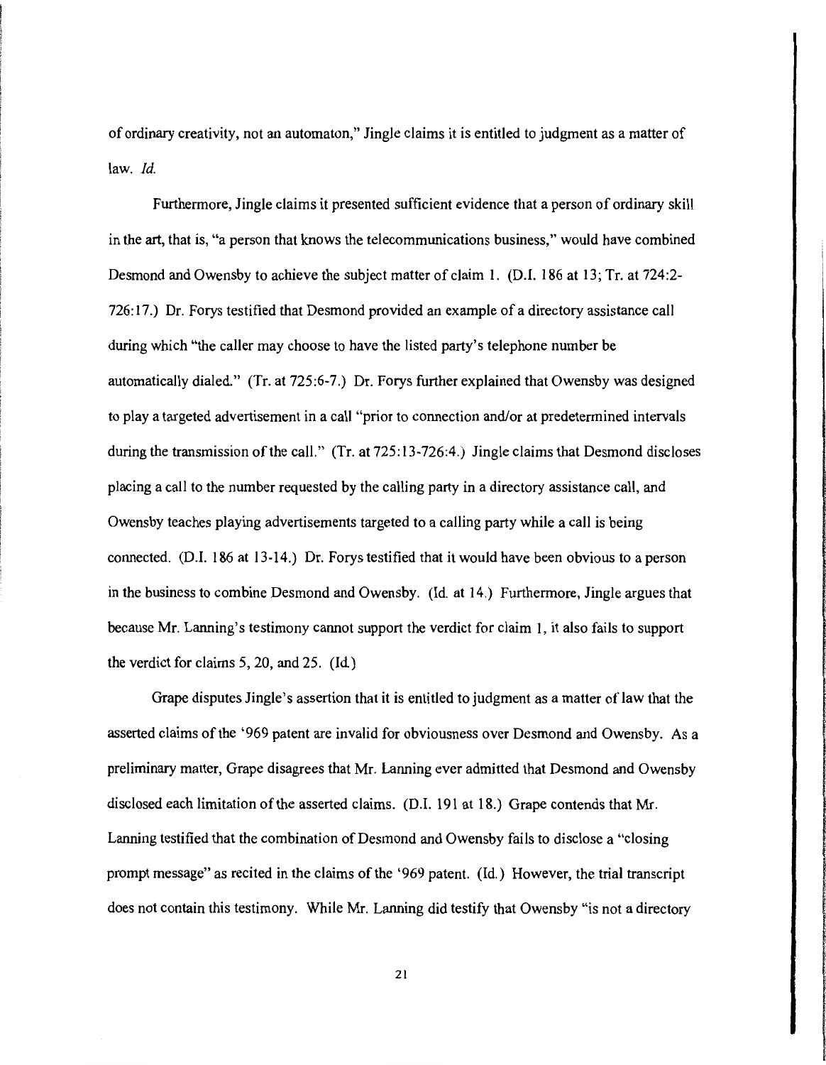of ordinary creativity, not an automaton," Jingle claims it is entitled to judgment as a matter of law. *Id.*

Furthermore, Jingle claims it presented sufficient evidence that a person of ordinary skill in the art, that is, "a person that knows the telecommunications business," would have combined Desmond and Owensby to achieve the subject matter of claim 1. (D.I. 186 at 13; Tr. at 724:2-726:17.) Dr. Forys testified that Desmond provided an example of a directory assistance call during which "the caller may choose to have the listed party's telephone number be automatically dialed." (Tr. at 725:6-7.) Dr. Forys further explained that Owensby was designed to play a targeted advertisement in a call "prior to connection and/or at predetermined intervals during the transmission of the call." (Tr. at 725:13-726:4.) Jingle claims that Desmond discloses placing a call to the number requested by the calling party in a directory assistance call, and Owensby teaches playing advertisements targeted to a calling party while a call is being connected. (D.I. 186 at 13-14.) Dr. Forys testified that it would have been obvious to a person in the business to combine Desmond and Owensby. (Id. at 14.) Furthermore, Jingle argues that because Mr. Lanning's testimony cannot support the verdict for claim 1, it also fails to support the verdict for claims 5, 20, and 25. (Id.)

Grape disputes Jingle's assertion that it is entitled to judgment as a matter of law that the asserted claims of the '969 patent are invalid for obviousness over Desmond and Owensby. As a preliminary matter, Grape disagrees that Mr. Lanning ever admitted that Desmond and Owensby disclosed each limitation of the asserted claims. (D.I. 191 at 18.) Grape contends that Mr. Lanning testified that the combination of Desmond and Owensby fails to disclose a "closing prompt message" as recited in the claims of the '969 patent. (Id.) However, the trial transcript does not contain this testimony. While Mr. Lanning did testify that Owensby "is not a directory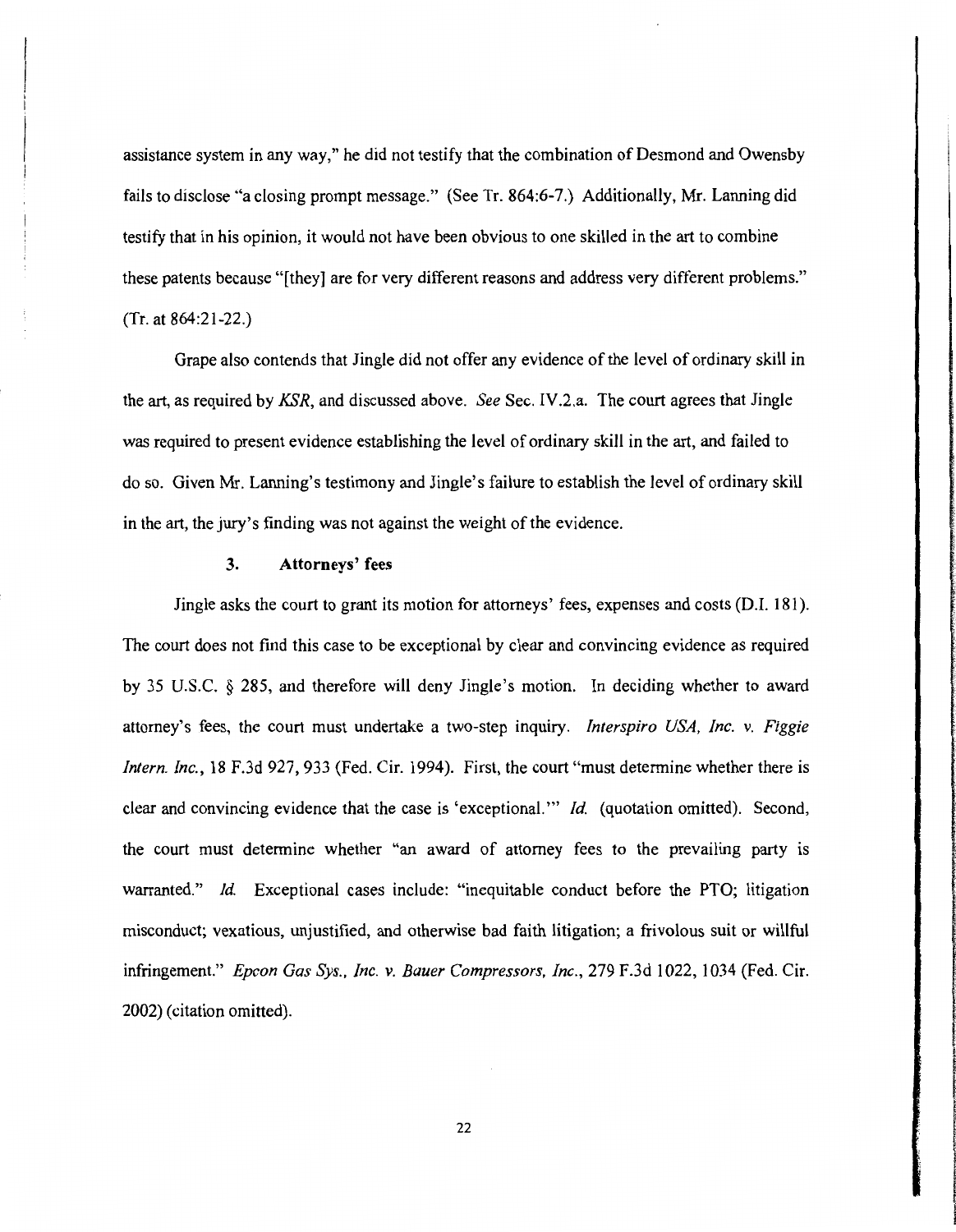assistance system in any way," he did not testify that the combination of Desmond and Owensby fails to disclose "a closing prompt message." (See Tr. 864:6-7.) Additionally, Mr. Lanning did testify that in his opinion, it would not have been obvious to one skilled in the art to combine these patents because "[they] are for very different reasons and address very different problems." (Tr. at 864:21-22.)

Grape also contends that Jingle did not offer any evidence of the level of ordinary skill in the art, as required by *KSR*, and discussed above. *See* Sec. IV.2.a. The court agrees that Jingle was required to present evidence establishing the level of ordinary skill in the art, and failed to do so. Given Mr. Lanning's testimony and Jingle's failure to establish the level of ordinary skill in the art, the jury's finding was not against the weight of the evidence.

### 3. Attorneys' fees

Jingle asks the court to grant its motion for attorneys' fees, expenses and costs (D.I. 181). The court does not find this case to be exceptional by clear and convincing evidence as required by 35 U.S.C. § 285, and therefore will deny Jingle's motion. In deciding whether to award attorney's fees, the court must undertake a two-step inquiry. *Interspiro USA, Inc. v. Figgie Intern. Inc.*, 18 F.3d 927, 933 (Fed. Cir. 1994). First, the court "must determine whether there is clear and convincing evidence that the case is 'exceptional.'" *Id.* (quotation omitted). Second, the court must determine whether "an award of attorney fees to the prevailing party is warranted." *Id.* Exceptional cases include: "inequitable conduct before the PTO; litigation misconduct; vexatious, unjustified, and otherwise bad faith litigation; a frivolous suit or willful infringement." *Epcon Gas Sys., Inc. v. Bauer Compressors, Inc.*, 279 F.3d 1022, 1034 (Fed. Cir. 2002) (citation omitted).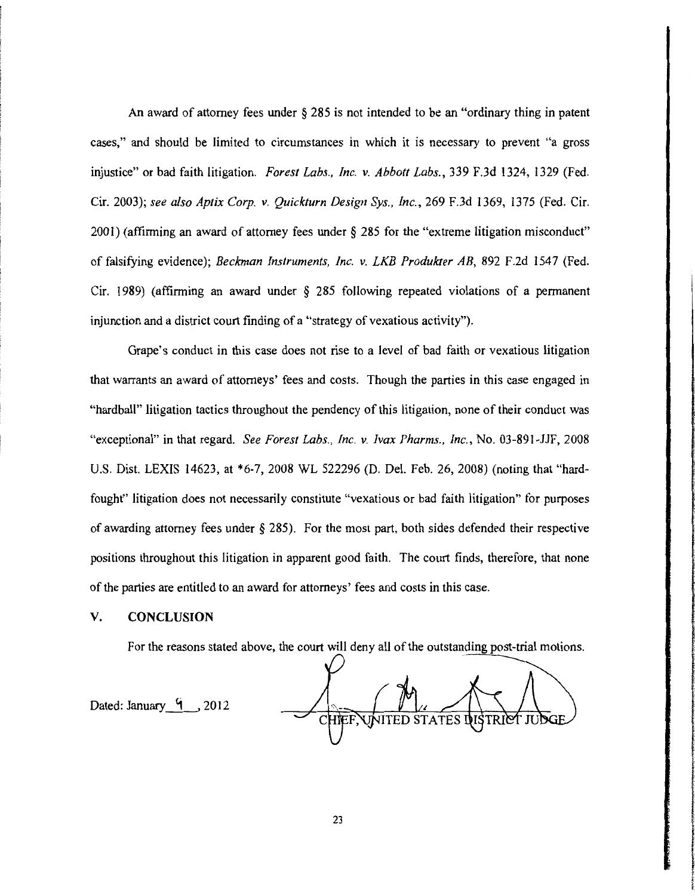An award of attorney fees under § 285 is not intended to be an "ordinary thing in patent cases," and should be limited to circumstances in which it is necessary to prevent "a gross injustice" or bad faith litigation. *Forest Labs., Inc. v. Abbott Labs.*, 339 F.3d 1324, 1329 (Fed. Cir. 2003); *see also Aptix Corp. v. Quickturn Design Sys., Inc.*, 269 F.3d 1369, 1375 (Fed. Cir. 2001) (affirming an award of attorney fees under § 285 for the "extreme litigation misconduct" of falsifying evidence); *Beckman Instruments, Inc. v. LKB Produkter AB*, 892 F.2d 1547 (Fed. Cir. 1989) (affirming an award under § 285 following repeated violations of a permanent injunction and a district court finding of a "strategy of vexatious activity").

Grape's conduct in this case does not rise to a level of bad faith or vexatious litigation that warrants an award of attorneys' fees and costs. Though the parties in this case engaged in "hardball" litigation tactics throughout the pendency of this litigation, none of their conduct was "exceptional" in that regard. *See Forest Labs., Inc. v. Ivax Pharms., Inc.*, No. 03-891-JJF, 2008 U.S. Dist. LEXIS 14623, at *6-7, 2008 WL 522296 (D. Del. Feb. 26, 2008) (noting that "hard-fought" litigation does not necessarily constitute "vexatious or bad faith litigation" for purposes of awarding attorney fees under § 285). For the most part, both sides defended their respective positions throughout this litigation in apparent good faith. The court finds, therefore, that none of the parties are entitled to an award for attorneys' fees and costs in this case.

## V. CONCLUSION

For the reasons stated above, the court will deny all of the outstanding post-trial motions.

Dated: January 9, 2012

CHIEF, UNITED STATES DISTRICT JUDGE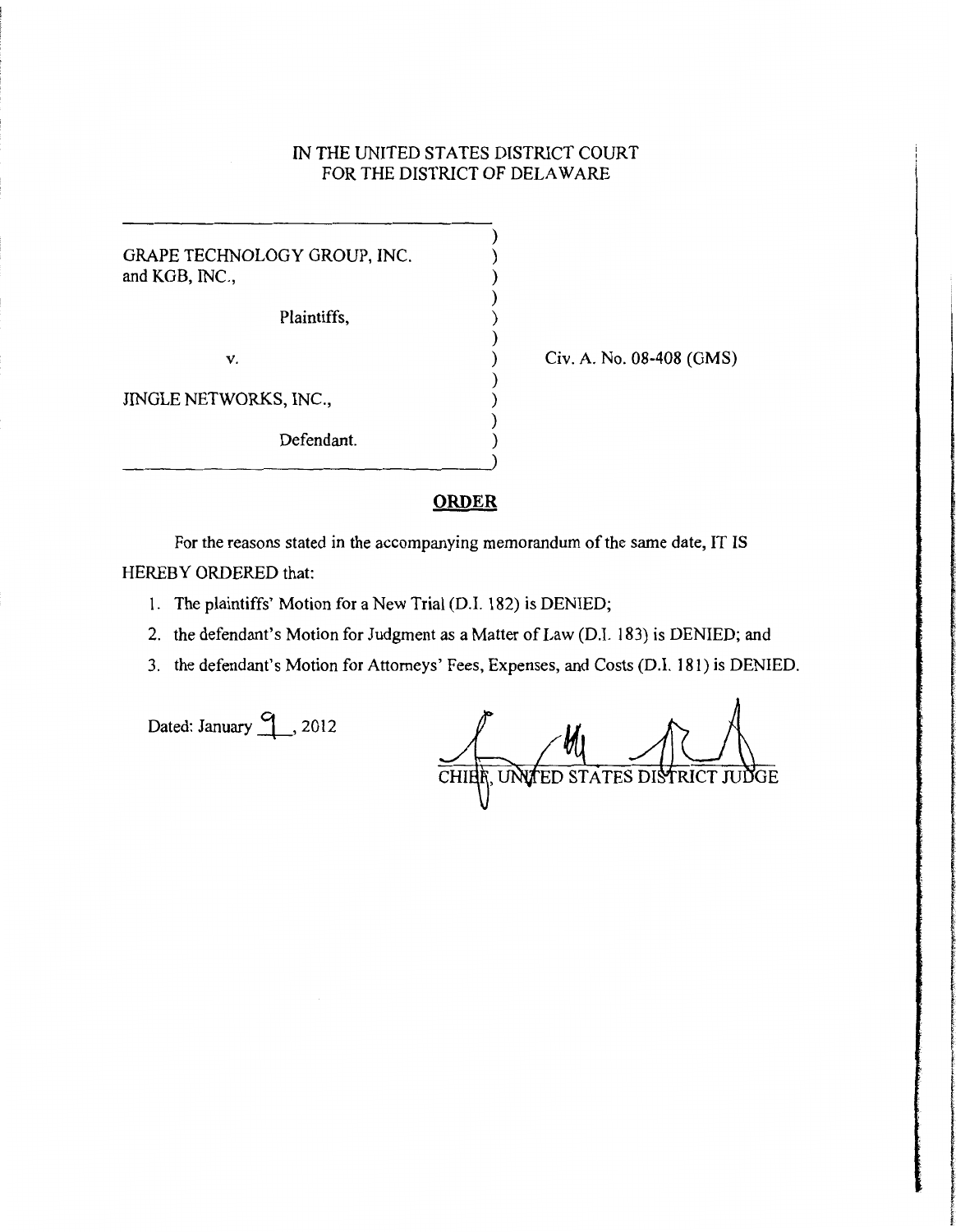IN THE UNITED STATES DISTRICT COURT
FOR THE DISTRICT OF DELAWARE

| | | |
|---|---|---|
| GRAPE TECHNOLOGY GROUP, INC. and KGB, INC., | ) | |
| Plaintiffs, | ) | |
| v. | ) | Civ. A. No. 08-408 (GMS) |
| JINGLE NETWORKS, INC., | ) | |
| Defendant. | ) | |

**ORDER**

For the reasons stated in the accompanying memorandum of the same date, IT IS HEREBY ORDERED that:

1. The plaintiffs' Motion for a New Trial (D.I. 182) is DENIED;
2. the defendant's Motion for Judgment as a Matter of Law (D.I. 183) is DENIED; and
3. the defendant's Motion for Attorneys' Fees, Expenses, and Costs (D.I. 181) is DENIED.

Dated: January 9, 2012

CHIEF, UNITED STATES DISTRICT JUDGE